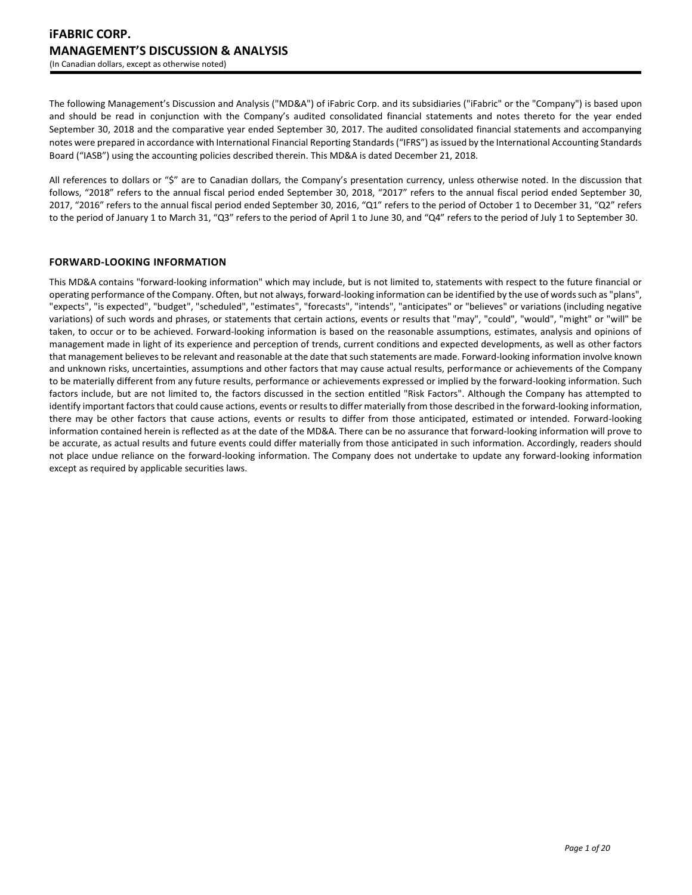# iFABRIC CORP.
## MANAGEMENT'S DISCUSSION & ANALYSIS
(In Canadian dollars, except as otherwise noted)

The following Management's Discussion and Analysis ("MD&A") of iFabric Corp. and its subsidiaries ("iFabric" or the "Company") is based upon and should be read in conjunction with the Company's audited consolidated financial statements and notes thereto for the year ended September 30, 2018 and the comparative year ended September 30, 2017. The audited consolidated financial statements and accompanying notes were prepared in accordance with International Financial Reporting Standards ("IFRS") as issued by the International Accounting Standards Board ("IASB") using the accounting policies described therein. This MD&A is dated December 21, 2018.

All references to dollars or "$" are to Canadian dollars, the Company's presentation currency, unless otherwise noted. In the discussion that follows, "2018" refers to the annual fiscal period ended September 30, 2018, "2017" refers to the annual fiscal period ended September 30, 2017, "2016" refers to the annual fiscal period ended September 30, 2016, "Q1" refers to the period of October 1 to December 31, "Q2" refers to the period of January 1 to March 31, "Q3" refers to the period of April 1 to June 30, and "Q4" refers to the period of July 1 to September 30.

### FORWARD-LOOKING INFORMATION

This MD&A contains "forward-looking information" which may include, but is not limited to, statements with respect to the future financial or operating performance of the Company. Often, but not always, forward-looking information can be identified by the use of words such as "plans", "expects", "is expected", "budget", "scheduled", "estimates", "forecasts", "intends", "anticipates" or "believes" or variations (including negative variations) of such words and phrases, or statements that certain actions, events or results that "may", "could", "would", "might" or "will" be taken, to occur or to be achieved. Forward-looking information is based on the reasonable assumptions, estimates, analysis and opinions of management made in light of its experience and perception of trends, current conditions and expected developments, as well as other factors that management believes to be relevant and reasonable at the date that such statements are made. Forward-looking information involve known and unknown risks, uncertainties, assumptions and other factors that may cause actual results, performance or achievements of the Company to be materially different from any future results, performance or achievements expressed or implied by the forward-looking information. Such factors include, but are not limited to, the factors discussed in the section entitled "Risk Factors". Although the Company has attempted to identify important factors that could cause actions, events or results to differ materially from those described in the forward-looking information, there may be other factors that cause actions, events or results to differ from those anticipated, estimated or intended. Forward-looking information contained herein is reflected as at the date of the MD&A. There can be no assurance that forward-looking information will prove to be accurate, as actual results and future events could differ materially from those anticipated in such information. Accordingly, readers should not place undue reliance on the forward-looking information. The Company does not undertake to update any forward-looking information except as required by applicable securities laws.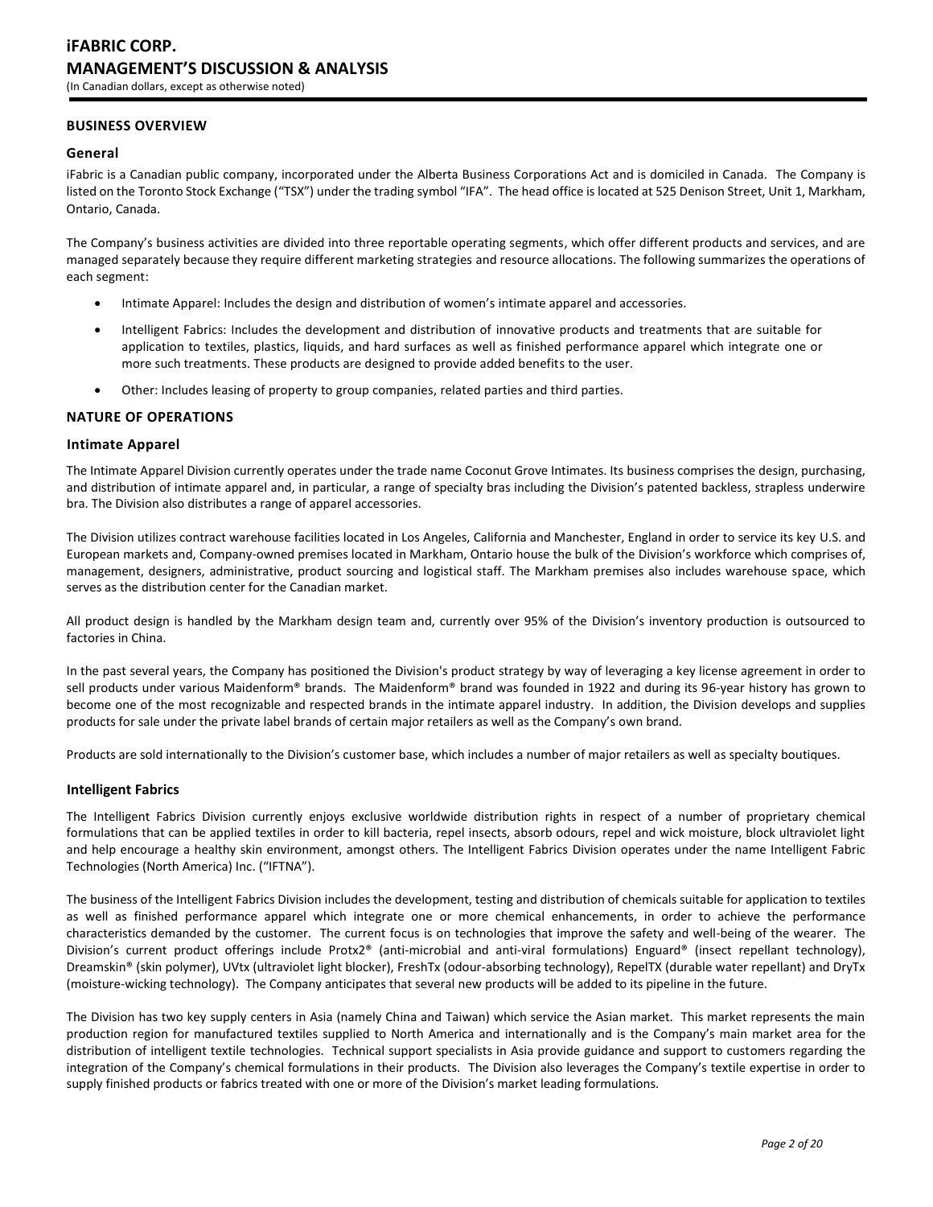## BUSINESS OVERVIEW

### General

iFabric is a Canadian public company, incorporated under the Alberta Business Corporations Act and is domiciled in Canada. The Company is listed on the Toronto Stock Exchange ("TSX") under the trading symbol "IFA". The head office is located at 525 Denison Street, Unit 1, Markham, Ontario, Canada.

The Company's business activities are divided into three reportable operating segments, which offer different products and services, and are managed separately because they require different marketing strategies and resource allocations. The following summarizes the operations of each segment:

- Intimate Apparel: Includes the design and distribution of women's intimate apparel and accessories.
- Intelligent Fabrics: Includes the development and distribution of innovative products and treatments that are suitable for application to textiles, plastics, liquids, and hard surfaces as well as finished performance apparel which integrate one or more such treatments. These products are designed to provide added benefits to the user.
- Other: Includes leasing of property to group companies, related parties and third parties.

## NATURE OF OPERATIONS

### Intimate Apparel

The Intimate Apparel Division currently operates under the trade name Coconut Grove Intimates. Its business comprises the design, purchasing, and distribution of intimate apparel and, in particular, a range of specialty bras including the Division's patented backless, strapless underwire bra. The Division also distributes a range of apparel accessories.

The Division utilizes contract warehouse facilities located in Los Angeles, California and Manchester, England in order to service its key U.S. and European markets and, Company-owned premises located in Markham, Ontario house the bulk of the Division's workforce which comprises of, management, designers, administrative, product sourcing and logistical staff. The Markham premises also includes warehouse space, which serves as the distribution center for the Canadian market.

All product design is handled by the Markham design team and, currently over 95% of the Division's inventory production is outsourced to factories in China.

In the past several years, the Company has positioned the Division's product strategy by way of leveraging a key license agreement in order to sell products under various Maidenform® brands. The Maidenform® brand was founded in 1922 and during its 96-year history has grown to become one of the most recognizable and respected brands in the intimate apparel industry. In addition, the Division develops and supplies products for sale under the private label brands of certain major retailers as well as the Company's own brand.

Products are sold internationally to the Division's customer base, which includes a number of major retailers as well as specialty boutiques.

### Intelligent Fabrics

The Intelligent Fabrics Division currently enjoys exclusive worldwide distribution rights in respect of a number of proprietary chemical formulations that can be applied textiles in order to kill bacteria, repel insects, absorb odours, repel and wick moisture, block ultraviolet light and help encourage a healthy skin environment, amongst others. The Intelligent Fabrics Division operates under the name Intelligent Fabric Technologies (North America) Inc. ("IFTNA").

The business of the Intelligent Fabrics Division includes the development, testing and distribution of chemicals suitable for application to textiles as well as finished performance apparel which integrate one or more chemical enhancements, in order to achieve the performance characteristics demanded by the customer. The current focus is on technologies that improve the safety and well-being of the wearer. The Division's current product offerings include Protx2® (anti-microbial and anti-viral formulations) Enguard® (insect repellant technology), Dreamskin® (skin polymer), UVtx (ultraviolet light blocker), FreshTx (odour-absorbing technology), RepelTX (durable water repellant) and DryTx (moisture-wicking technology). The Company anticipates that several new products will be added to its pipeline in the future.

The Division has two key supply centers in Asia (namely China and Taiwan) which service the Asian market. This market represents the main production region for manufactured textiles supplied to North America and internationally and is the Company's main market area for the distribution of intelligent textile technologies. Technical support specialists in Asia provide guidance and support to customers regarding the integration of the Company's chemical formulations in their products. The Division also leverages the Company's textile expertise in order to supply finished products or fabrics treated with one or more of the Division's market leading formulations.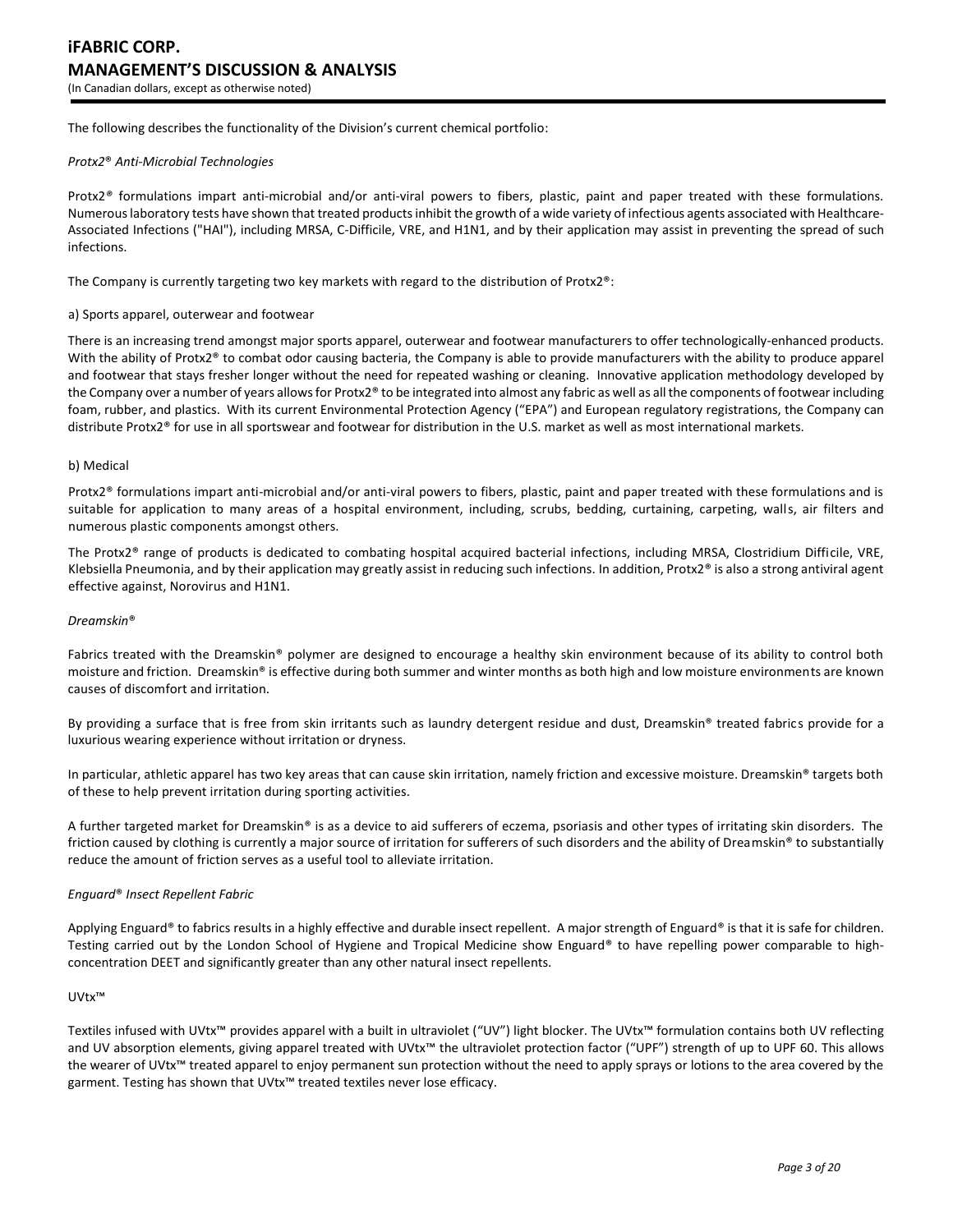The following describes the functionality of the Division's current chemical portfolio:

*Protx2® Anti-Microbial Technologies*

Protx2® formulations impart anti-microbial and/or anti-viral powers to fibers, plastic, paint and paper treated with these formulations. Numerous laboratory tests have shown that treated products inhibit the growth of a wide variety of infectious agents associated with Healthcare-Associated Infections ("HAI"), including MRSA, C-Difficile, VRE, and H1N1, and by their application may assist in preventing the spread of such infections.

The Company is currently targeting two key markets with regard to the distribution of Protx2®:

a) Sports apparel, outerwear and footwear

There is an increasing trend amongst major sports apparel, outerwear and footwear manufacturers to offer technologically-enhanced products. With the ability of Protx2® to combat odor causing bacteria, the Company is able to provide manufacturers with the ability to produce apparel and footwear that stays fresher longer without the need for repeated washing or cleaning. Innovative application methodology developed by the Company over a number of years allows for Protx2® to be integrated into almost any fabric as well as all the components of footwear including foam, rubber, and plastics. With its current Environmental Protection Agency ("EPA") and European regulatory registrations, the Company can distribute Protx2® for use in all sportswear and footwear for distribution in the U.S. market as well as most international markets.

b) Medical

Protx2® formulations impart anti-microbial and/or anti-viral powers to fibers, plastic, paint and paper treated with these formulations and is suitable for application to many areas of a hospital environment, including, scrubs, bedding, curtaining, carpeting, walls, air filters and numerous plastic components amongst others.

The Protx2® range of products is dedicated to combating hospital acquired bacterial infections, including MRSA, Clostridium Difficile, VRE, Klebsiella Pneumonia, and by their application may greatly assist in reducing such infections. In addition, Protx2® is also a strong antiviral agent effective against, Norovirus and H1N1.

*Dreamskin®*

Fabrics treated with the Dreamskin® polymer are designed to encourage a healthy skin environment because of its ability to control both moisture and friction. Dreamskin® is effective during both summer and winter months as both high and low moisture environments are known causes of discomfort and irritation.

By providing a surface that is free from skin irritants such as laundry detergent residue and dust, Dreamskin® treated fabrics provide for a luxurious wearing experience without irritation or dryness.

In particular, athletic apparel has two key areas that can cause skin irritation, namely friction and excessive moisture. Dreamskin® targets both of these to help prevent irritation during sporting activities.

A further targeted market for Dreamskin® is as a device to aid sufferers of eczema, psoriasis and other types of irritating skin disorders. The friction caused by clothing is currently a major source of irritation for sufferers of such disorders and the ability of Dreamskin® to substantially reduce the amount of friction serves as a useful tool to alleviate irritation.

*Enguard® Insect Repellent Fabric*

Applying Enguard® to fabrics results in a highly effective and durable insect repellent. A major strength of Enguard® is that it is safe for children. Testing carried out by the London School of Hygiene and Tropical Medicine show Enguard® to have repelling power comparable to high-concentration DEET and significantly greater than any other natural insect repellents.

UVtx™

Textiles infused with UVtx™ provides apparel with a built in ultraviolet ("UV") light blocker. The UVtx™ formulation contains both UV reflecting and UV absorption elements, giving apparel treated with UVtx™ the ultraviolet protection factor ("UPF") strength of up to UPF 60. This allows the wearer of UVtx™ treated apparel to enjoy permanent sun protection without the need to apply sprays or lotions to the area covered by the garment. Testing has shown that UVtx™ treated textiles never lose efficacy.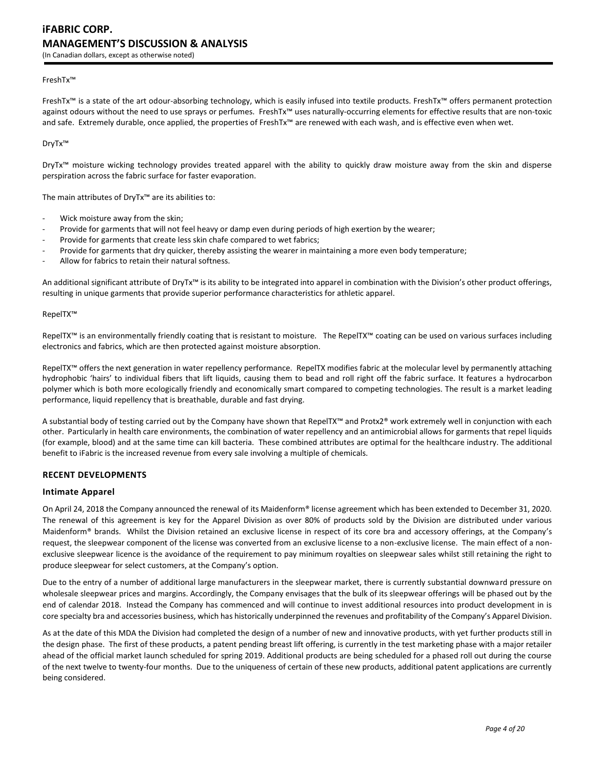FreshTx™

FreshTx™ is a state of the art odour-absorbing technology, which is easily infused into textile products. FreshTx™ offers permanent protection against odours without the need to use sprays or perfumes. FreshTx™ uses naturally-occurring elements for effective results that are non-toxic and safe. Extremely durable, once applied, the properties of FreshTx™ are renewed with each wash, and is effective even when wet.

DryTx™

DryTx™ moisture wicking technology provides treated apparel with the ability to quickly draw moisture away from the skin and disperse perspiration across the fabric surface for faster evaporation.

The main attributes of DryTx™ are its abilities to:

- Wick moisture away from the skin;
- Provide for garments that will not feel heavy or damp even during periods of high exertion by the wearer;
- Provide for garments that create less skin chafe compared to wet fabrics;
- Provide for garments that dry quicker, thereby assisting the wearer in maintaining a more even body temperature;
- Allow for fabrics to retain their natural softness.

An additional significant attribute of DryTx™ is its ability to be integrated into apparel in combination with the Division's other product offerings, resulting in unique garments that provide superior performance characteristics for athletic apparel.

RepelTX™

RepelTX™ is an environmentally friendly coating that is resistant to moisture. The RepelTX™ coating can be used on various surfaces including electronics and fabrics, which are then protected against moisture absorption.

RepelTX™ offers the next generation in water repellency performance. RepelTX modifies fabric at the molecular level by permanently attaching hydrophobic 'hairs' to individual fibers that lift liquids, causing them to bead and roll right off the fabric surface. It features a hydrocarbon polymer which is both more ecologically friendly and economically smart compared to competing technologies. The result is a market leading performance, liquid repellency that is breathable, durable and fast drying.

A substantial body of testing carried out by the Company have shown that RepelTX™ and Protx2® work extremely well in conjunction with each other. Particularly in health care environments, the combination of water repellency and an antimicrobial allows for garments that repel liquids (for example, blood) and at the same time can kill bacteria. These combined attributes are optimal for the healthcare industry. The additional benefit to iFabric is the increased revenue from every sale involving a multiple of chemicals.

## RECENT DEVELOPMENTS

### Intimate Apparel

On April 24, 2018 the Company announced the renewal of its Maidenform® license agreement which has been extended to December 31, 2020. The renewal of this agreement is key for the Apparel Division as over 80% of products sold by the Division are distributed under various Maidenform® brands. Whilst the Division retained an exclusive license in respect of its core bra and accessory offerings, at the Company's request, the sleepwear component of the license was converted from an exclusive license to a non-exclusive license. The main effect of a non-exclusive sleepwear licence is the avoidance of the requirement to pay minimum royalties on sleepwear sales whilst still retaining the right to produce sleepwear for select customers, at the Company's option.

Due to the entry of a number of additional large manufacturers in the sleepwear market, there is currently substantial downward pressure on wholesale sleepwear prices and margins. Accordingly, the Company envisages that the bulk of its sleepwear offerings will be phased out by the end of calendar 2018. Instead the Company has commenced and will continue to invest additional resources into product development in is core specialty bra and accessories business, which has historically underpinned the revenues and profitability of the Company's Apparel Division.

As at the date of this MDA the Division had completed the design of a number of new and innovative products, with yet further products still in the design phase. The first of these products, a patent pending breast lift offering, is currently in the test marketing phase with a major retailer ahead of the official market launch scheduled for spring 2019. Additional products are being scheduled for a phased roll out during the course of the next twelve to twenty-four months. Due to the uniqueness of certain of these new products, additional patent applications are currently being considered.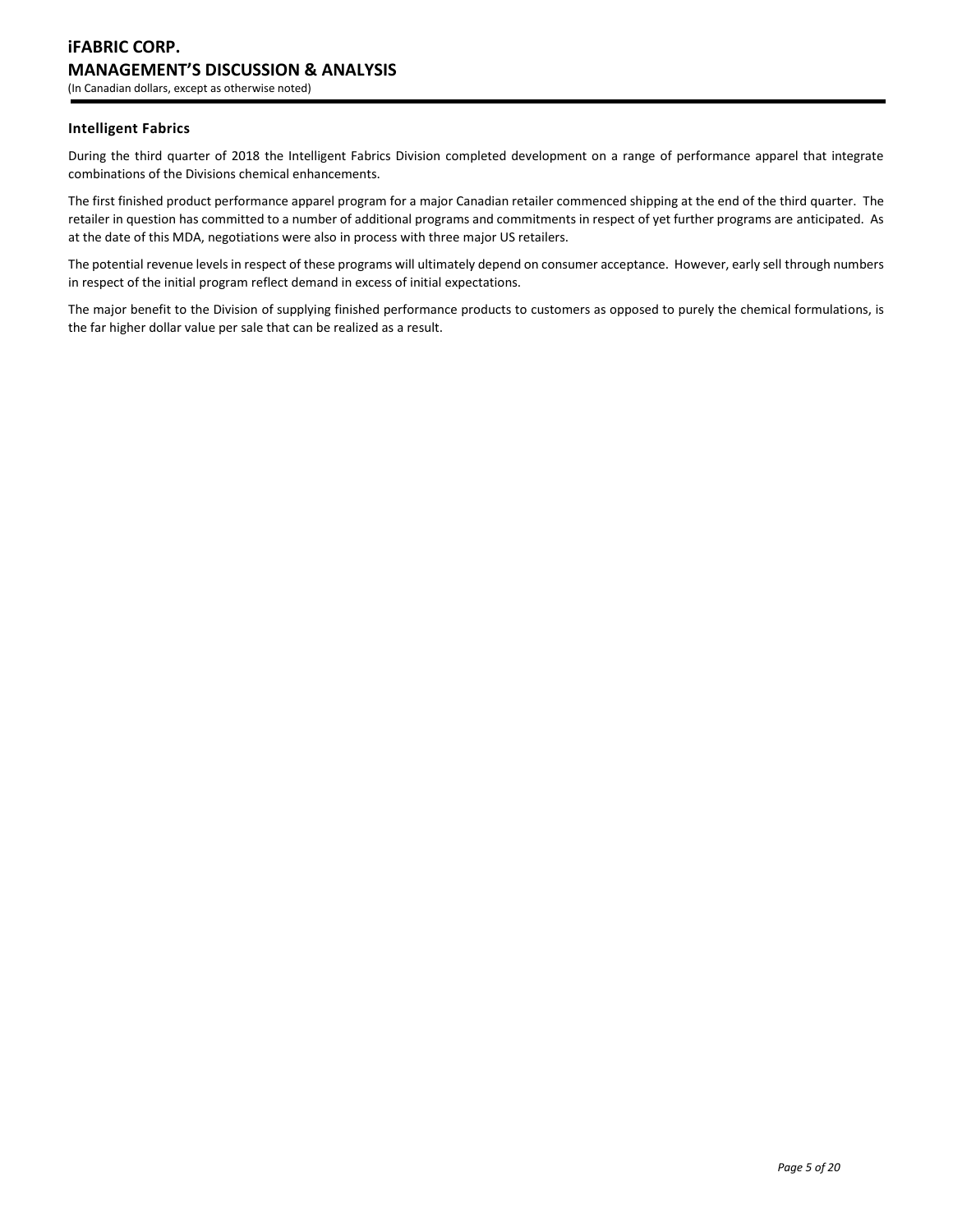### Intelligent Fabrics

During the third quarter of 2018 the Intelligent Fabrics Division completed development on a range of performance apparel that integrate combinations of the Divisions chemical enhancements.

The first finished product performance apparel program for a major Canadian retailer commenced shipping at the end of the third quarter. The retailer in question has committed to a number of additional programs and commitments in respect of yet further programs are anticipated. As at the date of this MDA, negotiations were also in process with three major US retailers.

The potential revenue levels in respect of these programs will ultimately depend on consumer acceptance. However, early sell through numbers in respect of the initial program reflect demand in excess of initial expectations.

The major benefit to the Division of supplying finished performance products to customers as opposed to purely the chemical formulations, is the far higher dollar value per sale that can be realized as a result.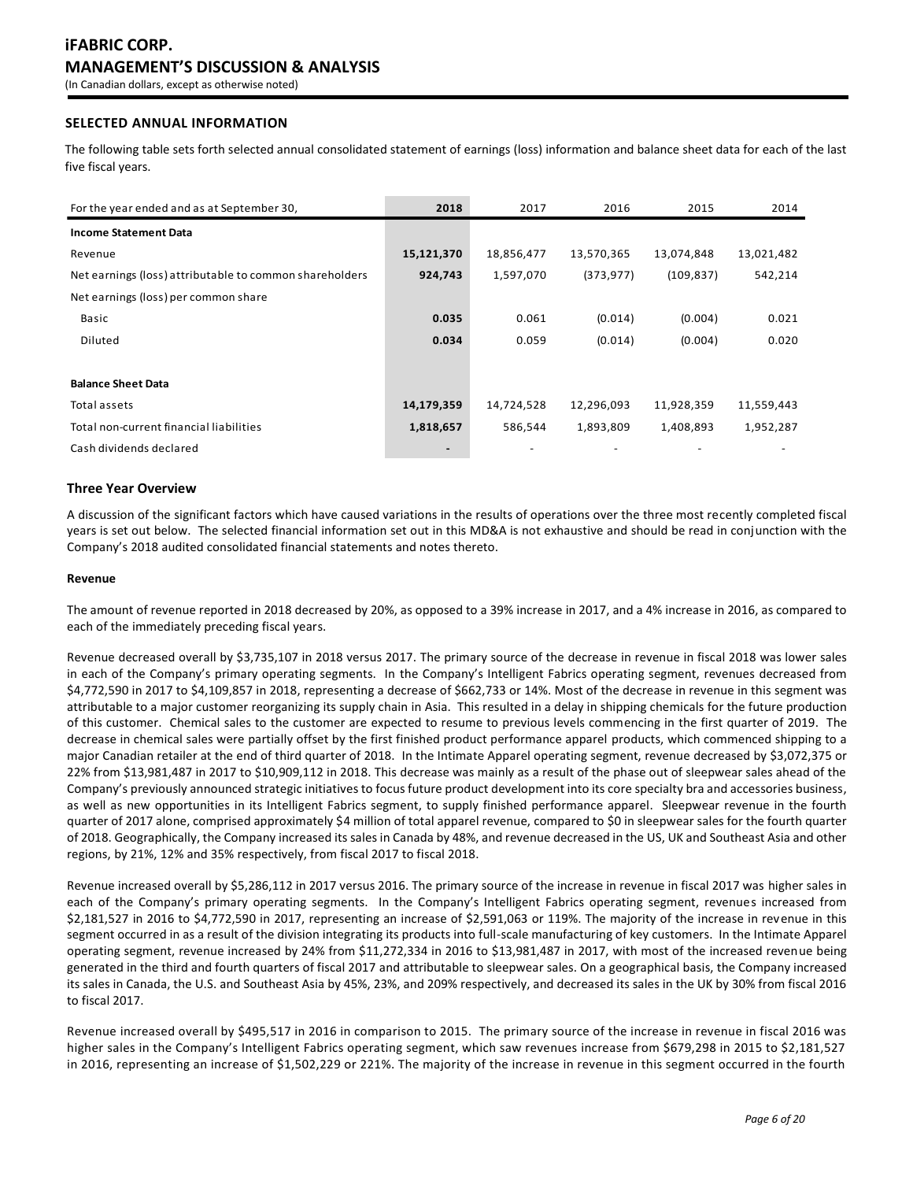## SELECTED ANNUAL INFORMATION

The following table sets forth selected annual consolidated statement of earnings (loss) information and balance sheet data for each of the last five fiscal years.

| For the year ended and as at September 30, | 2018 | 2017 | 2016 | 2015 | 2014 |
|---|---|---|---|---|---|
| **Income Statement Data** | | | | | |
| Revenue | **15,121,370** | 18,856,477 | 13,570,365 | 13,074,848 | 13,021,482 |
| Net earnings (loss) attributable to common shareholders | **924,743** | 1,597,070 | (373,977) | (109,837) | 542,214 |
| Net earnings (loss) per common share | | | | | |
| Basic | **0.035** | 0.061 | (0.014) | (0.004) | 0.021 |
| Diluted | **0.034** | 0.059 | (0.014) | (0.004) | 0.020 |
| | | | | | |
| **Balance Sheet Data** | | | | | |
| Total assets | **14,179,359** | 14,724,528 | 12,296,093 | 11,928,359 | 11,559,443 |
| Total non-current financial liabilities | **1,818,657** | 586,544 | 1,893,809 | 1,408,893 | 1,952,287 |
| Cash dividends declared | **-** | - | - | - | - |

### Three Year Overview

A discussion of the significant factors which have caused variations in the results of operations over the three most recently completed fiscal years is set out below. The selected financial information set out in this MD&A is not exhaustive and should be read in conjunction with the Company's 2018 audited consolidated financial statements and notes thereto.

#### Revenue

The amount of revenue reported in 2018 decreased by 20%, as opposed to a 39% increase in 2017, and a 4% increase in 2016, as compared to each of the immediately preceding fiscal years.

Revenue decreased overall by $3,735,107 in 2018 versus 2017. The primary source of the decrease in revenue in fiscal 2018 was lower sales in each of the Company's primary operating segments. In the Company's Intelligent Fabrics operating segment, revenues decreased from $4,772,590 in 2017 to $4,109,857 in 2018, representing a decrease of $662,733 or 14%. Most of the decrease in revenue in this segment was attributable to a major customer reorganizing its supply chain in Asia. This resulted in a delay in shipping chemicals for the future production of this customer. Chemical sales to the customer are expected to resume to previous levels commencing in the first quarter of 2019. The decrease in chemical sales were partially offset by the first finished product performance apparel products, which commenced shipping to a major Canadian retailer at the end of third quarter of 2018. In the Intimate Apparel operating segment, revenue decreased by $3,072,375 or 22% from $13,981,487 in 2017 to $10,909,112 in 2018. This decrease was mainly as a result of the phase out of sleepwear sales ahead of the Company's previously announced strategic initiatives to focus future product development into its core specialty bra and accessories business, as well as new opportunities in its Intelligent Fabrics segment, to supply finished performance apparel. Sleepwear revenue in the fourth quarter of 2017 alone, comprised approximately $4 million of total apparel revenue, compared to $0 in sleepwear sales for the fourth quarter of 2018. Geographically, the Company increased its sales in Canada by 48%, and revenue decreased in the US, UK and Southeast Asia and other regions, by 21%, 12% and 35% respectively, from fiscal 2017 to fiscal 2018.

Revenue increased overall by $5,286,112 in 2017 versus 2016. The primary source of the increase in revenue in fiscal 2017 was higher sales in each of the Company's primary operating segments. In the Company's Intelligent Fabrics operating segment, revenues increased from $2,181,527 in 2016 to $4,772,590 in 2017, representing an increase of $2,591,063 or 119%. The majority of the increase in revenue in this segment occurred in as a result of the division integrating its products into full-scale manufacturing of key customers. In the Intimate Apparel operating segment, revenue increased by 24% from $11,272,334 in 2016 to $13,981,487 in 2017, with most of the increased revenue being generated in the third and fourth quarters of fiscal 2017 and attributable to sleepwear sales. On a geographical basis, the Company increased its sales in Canada, the U.S. and Southeast Asia by 45%, 23%, and 209% respectively, and decreased its sales in the UK by 30% from fiscal 2016 to fiscal 2017.

Revenue increased overall by $495,517 in 2016 in comparison to 2015. The primary source of the increase in revenue in fiscal 2016 was higher sales in the Company's Intelligent Fabrics operating segment, which saw revenues increase from $679,298 in 2015 to $2,181,527 in 2016, representing an increase of $1,502,229 or 221%. The majority of the increase in revenue in this segment occurred in the fourth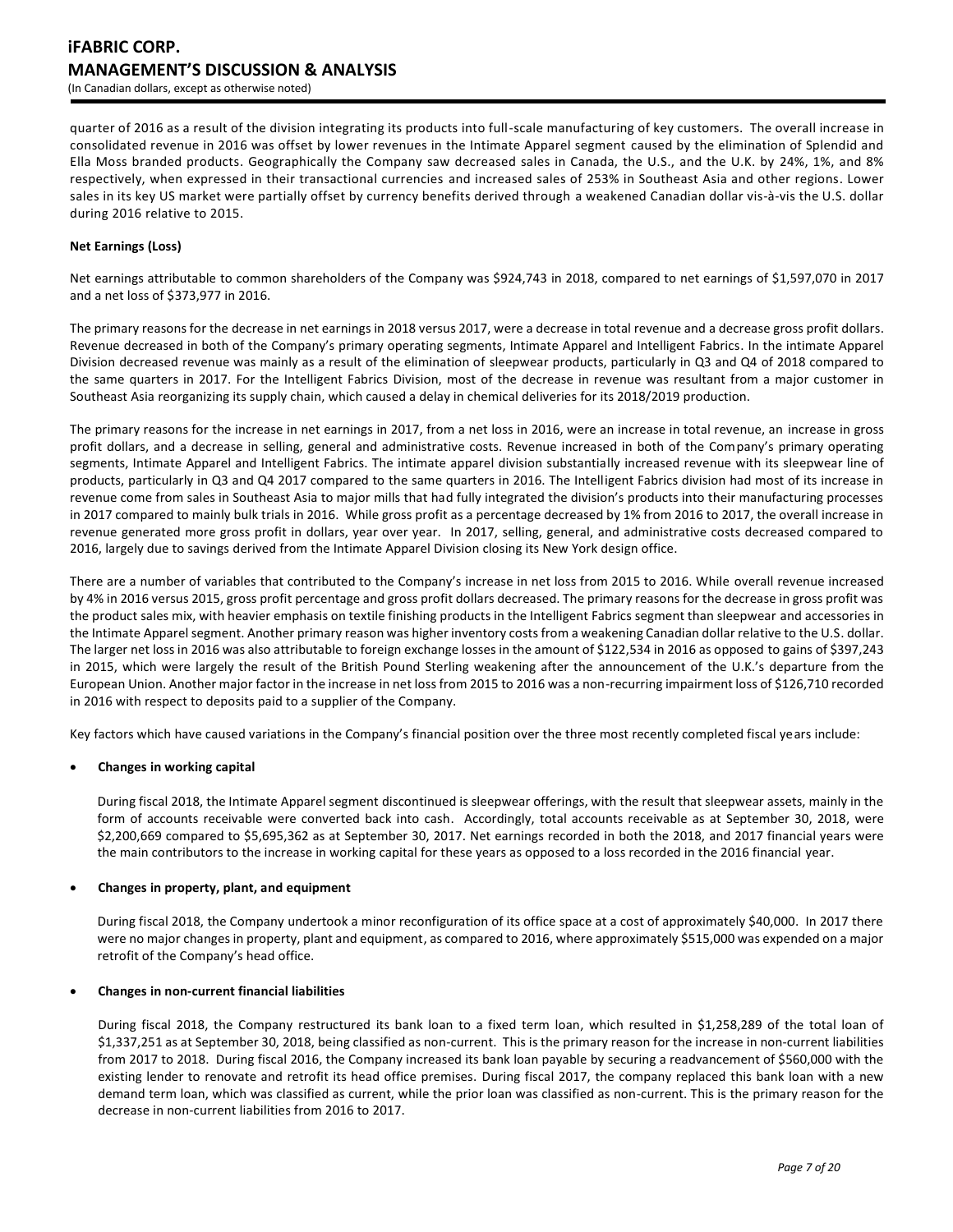quarter of 2016 as a result of the division integrating its products into full-scale manufacturing of key customers. The overall increase in consolidated revenue in 2016 was offset by lower revenues in the Intimate Apparel segment caused by the elimination of Splendid and Ella Moss branded products. Geographically the Company saw decreased sales in Canada, the U.S., and the U.K. by 24%, 1%, and 8% respectively, when expressed in their transactional currencies and increased sales of 253% in Southeast Asia and other regions. Lower sales in its key US market were partially offset by currency benefits derived through a weakened Canadian dollar vis-à-vis the U.S. dollar during 2016 relative to 2015.

**Net Earnings (Loss)**

Net earnings attributable to common shareholders of the Company was $924,743 in 2018, compared to net earnings of $1,597,070 in 2017 and a net loss of $373,977 in 2016.

The primary reasons for the decrease in net earnings in 2018 versus 2017, were a decrease in total revenue and a decrease gross profit dollars. Revenue decreased in both of the Company's primary operating segments, Intimate Apparel and Intelligent Fabrics. In the intimate Apparel Division decreased revenue was mainly as a result of the elimination of sleepwear products, particularly in Q3 and Q4 of 2018 compared to the same quarters in 2017. For the Intelligent Fabrics Division, most of the decrease in revenue was resultant from a major customer in Southeast Asia reorganizing its supply chain, which caused a delay in chemical deliveries for its 2018/2019 production.

The primary reasons for the increase in net earnings in 2017, from a net loss in 2016, were an increase in total revenue, an increase in gross profit dollars, and a decrease in selling, general and administrative costs. Revenue increased in both of the Company's primary operating segments, Intimate Apparel and Intelligent Fabrics. The intimate apparel division substantially increased revenue with its sleepwear line of products, particularly in Q3 and Q4 2017 compared to the same quarters in 2016. The Intelligent Fabrics division had most of its increase in revenue come from sales in Southeast Asia to major mills that had fully integrated the division's products into their manufacturing processes in 2017 compared to mainly bulk trials in 2016. While gross profit as a percentage decreased by 1% from 2016 to 2017, the overall increase in revenue generated more gross profit in dollars, year over year. In 2017, selling, general, and administrative costs decreased compared to 2016, largely due to savings derived from the Intimate Apparel Division closing its New York design office.

There are a number of variables that contributed to the Company's increase in net loss from 2015 to 2016. While overall revenue increased by 4% in 2016 versus 2015, gross profit percentage and gross profit dollars decreased. The primary reasons for the decrease in gross profit was the product sales mix, with heavier emphasis on textile finishing products in the Intelligent Fabrics segment than sleepwear and accessories in the Intimate Apparel segment. Another primary reason was higher inventory costs from a weakening Canadian dollar relative to the U.S. dollar. The larger net loss in 2016 was also attributable to foreign exchange losses in the amount of $122,534 in 2016 as opposed to gains of $397,243 in 2015, which were largely the result of the British Pound Sterling weakening after the announcement of the U.K.'s departure from the European Union. Another major factor in the increase in net loss from 2015 to 2016 was a non-recurring impairment loss of $126,710 recorded in 2016 with respect to deposits paid to a supplier of the Company.

Key factors which have caused variations in the Company's financial position over the three most recently completed fiscal years include:

- **Changes in working capital**

  During fiscal 2018, the Intimate Apparel segment discontinued is sleepwear offerings, with the result that sleepwear assets, mainly in the form of accounts receivable were converted back into cash. Accordingly, total accounts receivable as at September 30, 2018, were $2,200,669 compared to $5,695,362 as at September 30, 2017. Net earnings recorded in both the 2018, and 2017 financial years were the main contributors to the increase in working capital for these years as opposed to a loss recorded in the 2016 financial year.

- **Changes in property, plant, and equipment**

  During fiscal 2018, the Company undertook a minor reconfiguration of its office space at a cost of approximately $40,000. In 2017 there were no major changes in property, plant and equipment, as compared to 2016, where approximately $515,000 was expended on a major retrofit of the Company's head office.

- **Changes in non-current financial liabilities**

  During fiscal 2018, the Company restructured its bank loan to a fixed term loan, which resulted in $1,258,289 of the total loan of $1,337,251 as at September 30, 2018, being classified as non-current. This is the primary reason for the increase in non-current liabilities from 2017 to 2018. During fiscal 2016, the Company increased its bank loan payable by securing a readvancement of $560,000 with the existing lender to renovate and retrofit its head office premises. During fiscal 2017, the company replaced this bank loan with a new demand term loan, which was classified as current, while the prior loan was classified as non-current. This is the primary reason for the decrease in non-current liabilities from 2016 to 2017.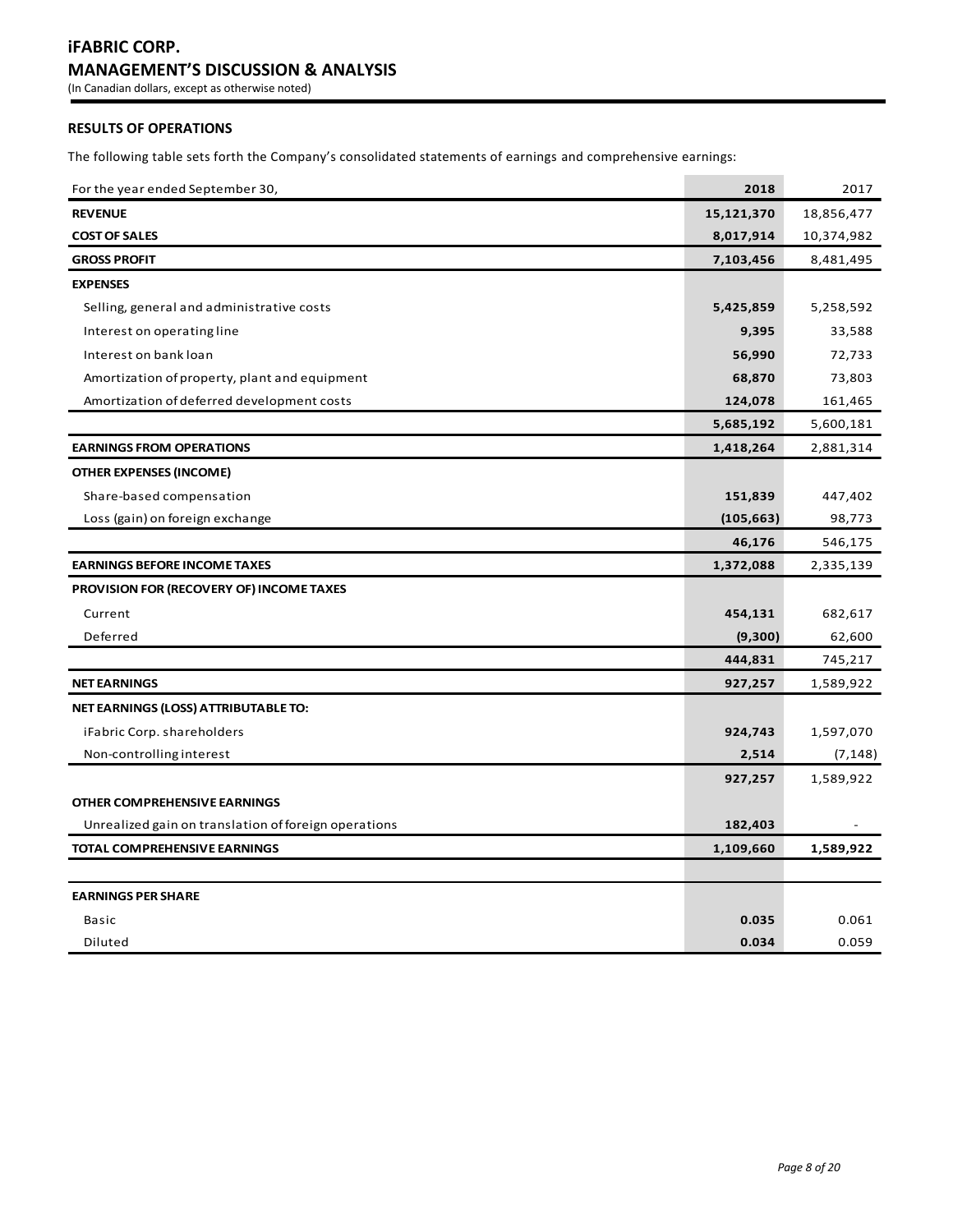# iFABRIC CORP.

## MANAGEMENT'S DISCUSSION & ANALYSIS

(In Canadian dollars, except as otherwise noted)

### RESULTS OF OPERATIONS

The following table sets forth the Company's consolidated statements of earnings and comprehensive earnings:

| For the year ended September 30, | 2018 | 2017 |
|---|---|---|
| **REVENUE** | **15,121,370** | 18,856,477 |
| **COST OF SALES** | **8,017,914** | 10,374,982 |
| **GROSS PROFIT** | **7,103,456** | 8,481,495 |
| **EXPENSES** | | |
| Selling, general and administrative costs | **5,425,859** | 5,258,592 |
| Interest on operating line | **9,395** | 33,588 |
| Interest on bank loan | **56,990** | 72,733 |
| Amortization of property, plant and equipment | **68,870** | 73,803 |
| Amortization of deferred development costs | **124,078** | 161,465 |
| | **5,685,192** | 5,600,181 |
| **EARNINGS FROM OPERATIONS** | **1,418,264** | 2,881,314 |
| **OTHER EXPENSES (INCOME)** | | |
| Share-based compensation | **151,839** | 447,402 |
| Loss (gain) on foreign exchange | **(105,663)** | 98,773 |
| | **46,176** | 546,175 |
| **EARNINGS BEFORE INCOME TAXES** | **1,372,088** | 2,335,139 |
| **PROVISION FOR (RECOVERY OF) INCOME TAXES** | | |
| Current | **454,131** | 682,617 |
| Deferred | **(9,300)** | 62,600 |
| | **444,831** | 745,217 |
| **NET EARNINGS** | **927,257** | 1,589,922 |
| **NET EARNINGS (LOSS) ATTRIBUTABLE TO:** | | |
| iFabric Corp. shareholders | **924,743** | 1,597,070 |
| Non-controlling interest | **2,514** | (7,148) |
| | **927,257** | 1,589,922 |
| **OTHER COMPREHENSIVE EARNINGS** | | |
| Unrealized gain on translation of foreign operations | **182,403** | - |
| **TOTAL COMPREHENSIVE EARNINGS** | **1,109,660** | **1,589,922** |
| | | |
| **EARNINGS PER SHARE** | | |
| Basic | **0.035** | 0.061 |
| Diluted | **0.034** | 0.059 |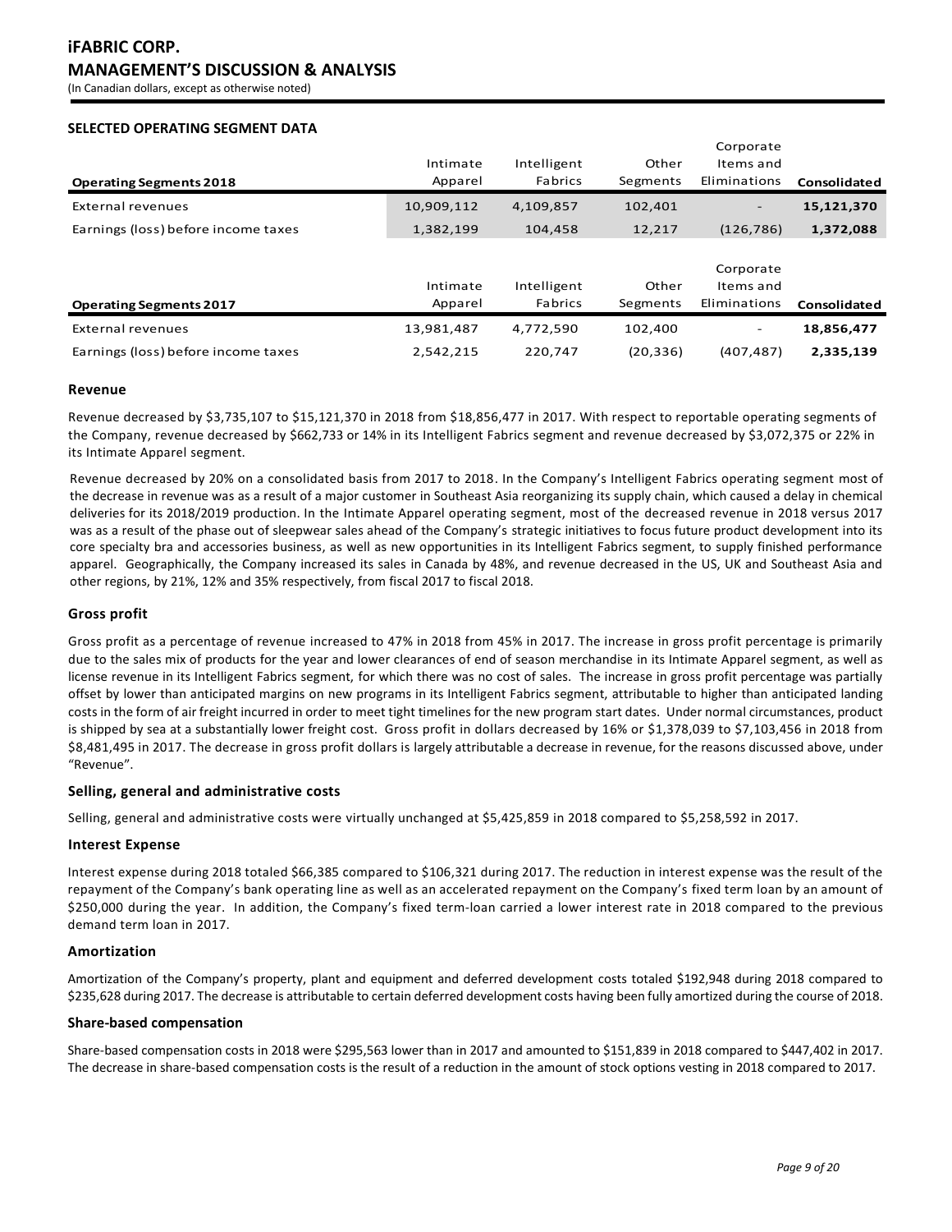# iFABRIC CORP.
# MANAGEMENT'S DISCUSSION & ANALYSIS

(In Canadian dollars, except as otherwise noted)

### SELECTED OPERATING SEGMENT DATA

| Operating Segments 2018 | Intimate Apparel | Intelligent Fabrics | Other Segments | Corporate Items and Eliminations | Consolidated |
|---|---|---|---|---|---|
| External revenues | 10,909,112 | 4,109,857 | 102,401 | - | **15,121,370** |
| Earnings (loss) before income taxes | 1,382,199 | 104,458 | 12,217 | (126,786) | **1,372,088** |

| Operating Segments 2017 | Intimate Apparel | Intelligent Fabrics | Other Segments | Corporate Items and Eliminations | Consolidated |
|---|---|---|---|---|---|
| External revenues | 13,981,487 | 4,772,590 | 102,400 | - | **18,856,477** |
| Earnings (loss) before income taxes | 2,542,215 | 220,747 | (20,336) | (407,487) | **2,335,139** |

### Revenue

Revenue decreased by $3,735,107 to $15,121,370 in 2018 from $18,856,477 in 2017. With respect to reportable operating segments of the Company, revenue decreased by $662,733 or 14% in its Intelligent Fabrics segment and revenue decreased by $3,072,375 or 22% in its Intimate Apparel segment.

Revenue decreased by 20% on a consolidated basis from 2017 to 2018. In the Company's Intelligent Fabrics operating segment most of the decrease in revenue was as a result of a major customer in Southeast Asia reorganizing its supply chain, which caused a delay in chemical deliveries for its 2018/2019 production. In the Intimate Apparel operating segment, most of the decreased revenue in 2018 versus 2017 was as a result of the phase out of sleepwear sales ahead of the Company's strategic initiatives to focus future product development into its core specialty bra and accessories business, as well as new opportunities in its Intelligent Fabrics segment, to supply finished performance apparel. Geographically, the Company increased its sales in Canada by 48%, and revenue decreased in the US, UK and Southeast Asia and other regions, by 21%, 12% and 35% respectively, from fiscal 2017 to fiscal 2018.

### Gross profit

Gross profit as a percentage of revenue increased to 47% in 2018 from 45% in 2017. The increase in gross profit percentage is primarily due to the sales mix of products for the year and lower clearances of end of season merchandise in its Intimate Apparel segment, as well as license revenue in its Intelligent Fabrics segment, for which there was no cost of sales. The increase in gross profit percentage was partially offset by lower than anticipated margins on new programs in its Intelligent Fabrics segment, attributable to higher than anticipated landing costs in the form of air freight incurred in order to meet tight timelines for the new program start dates. Under normal circumstances, product is shipped by sea at a substantially lower freight cost. Gross profit in dollars decreased by 16% or $1,378,039 to $7,103,456 in 2018 from $8,481,495 in 2017. The decrease in gross profit dollars is largely attributable a decrease in revenue, for the reasons discussed above, under "Revenue".

### Selling, general and administrative costs

Selling, general and administrative costs were virtually unchanged at $5,425,859 in 2018 compared to $5,258,592 in 2017.

### Interest Expense

Interest expense during 2018 totaled $66,385 compared to $106,321 during 2017. The reduction in interest expense was the result of the repayment of the Company's bank operating line as well as an accelerated repayment on the Company's fixed term loan by an amount of $250,000 during the year. In addition, the Company's fixed term-loan carried a lower interest rate in 2018 compared to the previous demand term loan in 2017.

### Amortization

Amortization of the Company's property, plant and equipment and deferred development costs totaled $192,948 during 2018 compared to $235,628 during 2017. The decrease is attributable to certain deferred development costs having been fully amortized during the course of 2018.

### Share-based compensation

Share-based compensation costs in 2018 were $295,563 lower than in 2017 and amounted to $151,839 in 2018 compared to $447,402 in 2017. The decrease in share-based compensation costs is the result of a reduction in the amount of stock options vesting in 2018 compared to 2017.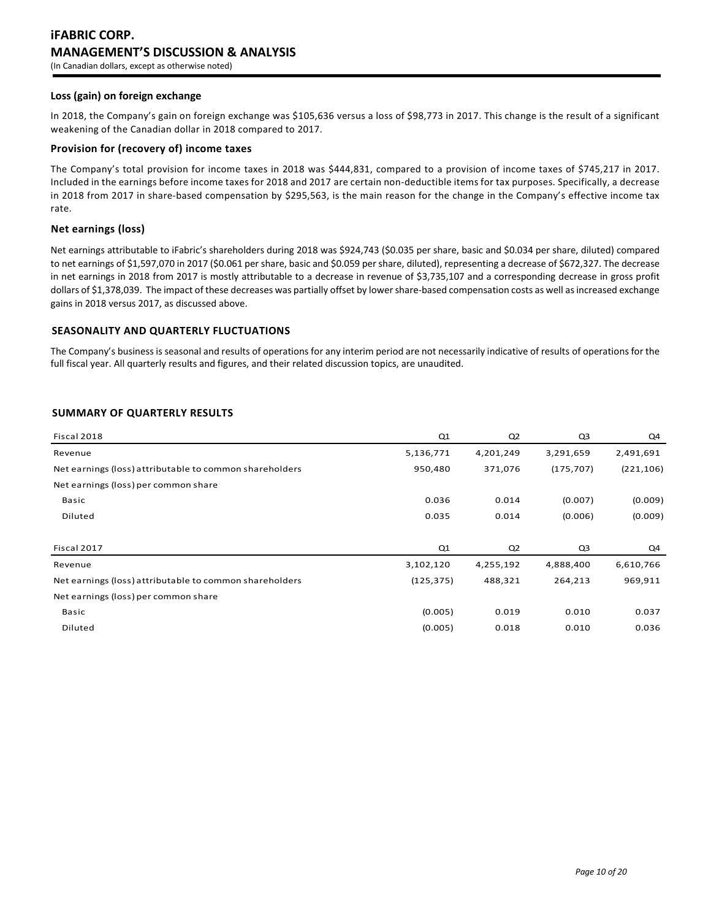### Loss (gain) on foreign exchange

In 2018, the Company's gain on foreign exchange was $105,636 versus a loss of $98,773 in 2017. This change is the result of a significant weakening of the Canadian dollar in 2018 compared to 2017.

### Provision for (recovery of) income taxes

The Company's total provision for income taxes in 2018 was $444,831, compared to a provision of income taxes of $745,217 in 2017. Included in the earnings before income taxes for 2018 and 2017 are certain non-deductible items for tax purposes. Specifically, a decrease in 2018 from 2017 in share-based compensation by $295,563, is the main reason for the change in the Company's effective income tax rate.

### Net earnings (loss)

Net earnings attributable to iFabric's shareholders during 2018 was $924,743 ($0.035 per share, basic and $0.034 per share, diluted) compared to net earnings of $1,597,070 in 2017 ($0.061 per share, basic and $0.059 per share, diluted), representing a decrease of $672,327. The decrease in net earnings in 2018 from 2017 is mostly attributable to a decrease in revenue of $3,735,107 and a corresponding decrease in gross profit dollars of $1,378,039. The impact of these decreases was partially offset by lower share-based compensation costs as well as increased exchange gains in 2018 versus 2017, as discussed above.

## SEASONALITY AND QUARTERLY FLUCTUATIONS

The Company's business is seasonal and results of operations for any interim period are not necessarily indicative of results of operations for the full fiscal year. All quarterly results and figures, and their related discussion topics, are unaudited.

## SUMMARY OF QUARTERLY RESULTS

| Fiscal 2018 | Q1 | Q2 | Q3 | Q4 |
|---|---|---|---|---|
| Revenue | 5,136,771 | 4,201,249 | 3,291,659 | 2,491,691 |
| Net earnings (loss) attributable to common shareholders | 950,480 | 371,076 | (175,707) | (221,106) |
| Net earnings (loss) per common share | | | | |
| Basic | 0.036 | 0.014 | (0.007) | (0.009) |
| Diluted | 0.035 | 0.014 | (0.006) | (0.009) |

| Fiscal 2017 | Q1 | Q2 | Q3 | Q4 |
|---|---|---|---|---|
| Revenue | 3,102,120 | 4,255,192 | 4,888,400 | 6,610,766 |
| Net earnings (loss) attributable to common shareholders | (125,375) | 488,321 | 264,213 | 969,911 |
| Net earnings (loss) per common share | | | | |
| Basic | (0.005) | 0.019 | 0.010 | 0.037 |
| Diluted | (0.005) | 0.018 | 0.010 | 0.036 |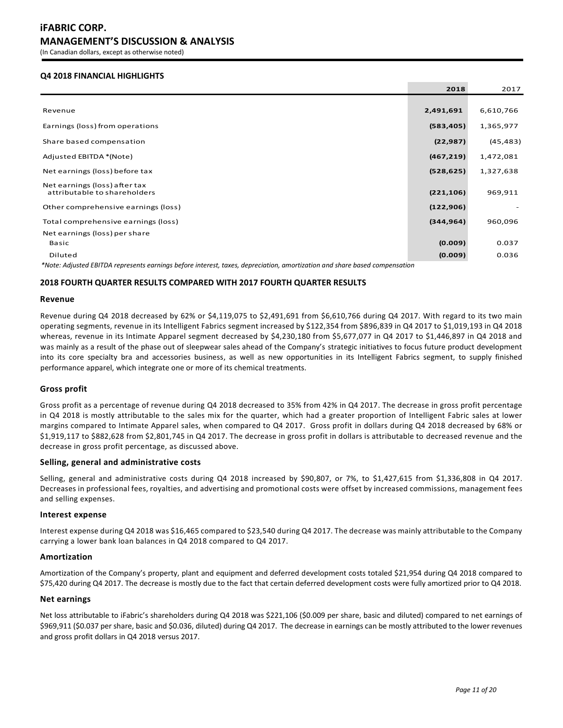# iFABRIC CORP.

## MANAGEMENT'S DISCUSSION & ANALYSIS

(In Canadian dollars, except as otherwise noted)

### Q4 2018 FINANCIAL HIGHLIGHTS

| | **2018** | 2017 |
|---|---|---|
| Revenue | **2,491,691** | 6,610,766 |
| Earnings (loss) from operations | **(583,405)** | 1,365,977 |
| Share based compensation | **(22,987)** | (45,483) |
| Adjusted EBITDA *(Note) | **(467,219)** | 1,472,081 |
| Net earnings (loss) before tax | **(528,625)** | 1,327,638 |
| Net earnings (loss) after tax attributable to shareholders | **(221,106)** | 969,911 |
| Other comprehensive earnings (loss) | **(122,906)** | - |
| Total comprehensive earnings (loss) | **(344,964)** | 960,096 |
| Net earnings (loss) per share | | |
| Basic | **(0.009)** | 0.037 |
| Diluted | **(0.009)** | 0.036 |

*\*Note: Adjusted EBITDA represents earnings before interest, taxes, depreciation, amortization and share based compensation*

### 2018 FOURTH QUARTER RESULTS COMPARED WITH 2017 FOURTH QUARTER RESULTS

#### Revenue

Revenue during Q4 2018 decreased by 62% or $4,119,075 to $2,491,691 from $6,610,766 during Q4 2017. With regard to its two main operating segments, revenue in its Intelligent Fabrics segment increased by $122,354 from $896,839 in Q4 2017 to $1,019,193 in Q4 2018 whereas, revenue in its Intimate Apparel segment decreased by $4,230,180 from $5,677,077 in Q4 2017 to $1,446,897 in Q4 2018 and was mainly as a result of the phase out of sleepwear sales ahead of the Company's strategic initiatives to focus future product development into its core specialty bra and accessories business, as well as new opportunities in its Intelligent Fabrics segment, to supply finished performance apparel, which integrate one or more of its chemical treatments.

#### Gross profit

Gross profit as a percentage of revenue during Q4 2018 decreased to 35% from 42% in Q4 2017. The decrease in gross profit percentage in Q4 2018 is mostly attributable to the sales mix for the quarter, which had a greater proportion of Intelligent Fabric sales at lower margins compared to Intimate Apparel sales, when compared to Q4 2017. Gross profit in dollars during Q4 2018 decreased by 68% or $1,919,117 to $882,628 from $2,801,745 in Q4 2017. The decrease in gross profit in dollars is attributable to decreased revenue and the decrease in gross profit percentage, as discussed above.

#### Selling, general and administrative costs

Selling, general and administrative costs during Q4 2018 increased by $90,807, or 7%, to $1,427,615 from $1,336,808 in Q4 2017. Decreases in professional fees, royalties, and advertising and promotional costs were offset by increased commissions, management fees and selling expenses.

#### Interest expense

Interest expense during Q4 2018 was $16,465 compared to $23,540 during Q4 2017. The decrease was mainly attributable to the Company carrying a lower bank loan balances in Q4 2018 compared to Q4 2017.

#### Amortization

Amortization of the Company's property, plant and equipment and deferred development costs totaled $21,954 during Q4 2018 compared to $75,420 during Q4 2017. The decrease is mostly due to the fact that certain deferred development costs were fully amortized prior to Q4 2018.

#### Net earnings

Net loss attributable to iFabric's shareholders during Q4 2018 was $221,106 ($0.009 per share, basic and diluted) compared to net earnings of $969,911 ($0.037 per share, basic and $0.036, diluted) during Q4 2017. The decrease in earnings can be mostly attributed to the lower revenues and gross profit dollars in Q4 2018 versus 2017.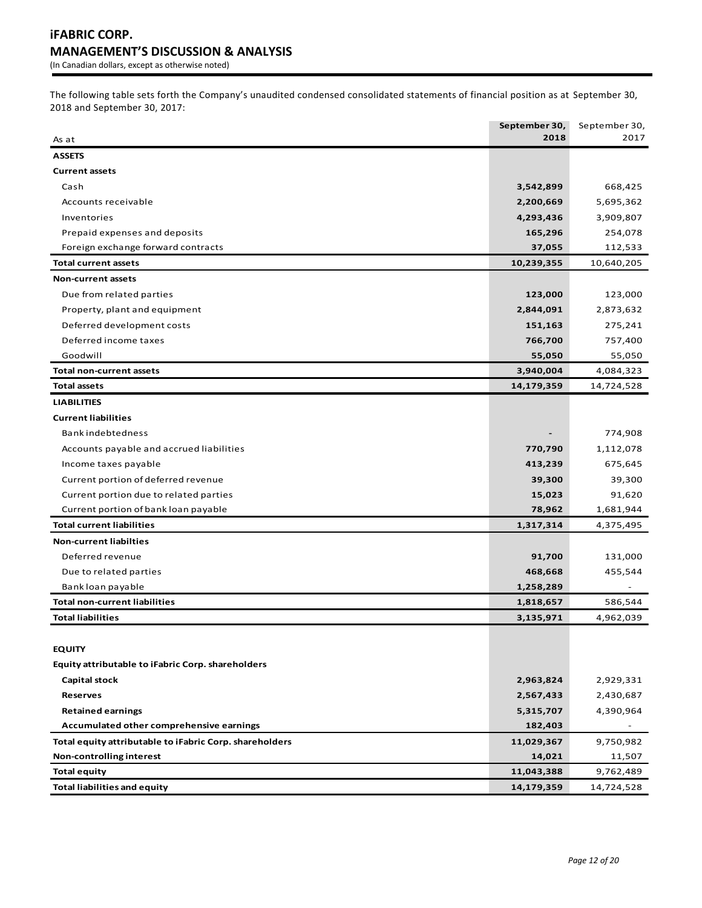The following table sets forth the Company's unaudited condensed consolidated statements of financial position as at September 30, 2018 and September 30, 2017:

| As at | September 30, 2018 | September 30, 2017 |
|---|---|---|
| **ASSETS** | | |
| **Current assets** | | |
| Cash | **3,542,899** | 668,425 |
| Accounts receivable | **2,200,669** | 5,695,362 |
| Inventories | **4,293,436** | 3,909,807 |
| Prepaid expenses and deposits | **165,296** | 254,078 |
| Foreign exchange forward contracts | **37,055** | 112,533 |
| **Total current assets** | **10,239,355** | 10,640,205 |
| **Non-current assets** | | |
| Due from related parties | **123,000** | 123,000 |
| Property, plant and equipment | **2,844,091** | 2,873,632 |
| Deferred development costs | **151,163** | 275,241 |
| Deferred income taxes | **766,700** | 757,400 |
| Goodwill | **55,050** | 55,050 |
| **Total non-current assets** | **3,940,004** | 4,084,323 |
| **Total assets** | **14,179,359** | 14,724,528 |
| **LIABILITIES** | | |
| **Current liabilities** | | |
| Bank indebtedness | **-** | 774,908 |
| Accounts payable and accrued liabilities | **770,790** | 1,112,078 |
| Income taxes payable | **413,239** | 675,645 |
| Current portion of deferred revenue | **39,300** | 39,300 |
| Current portion due to related parties | **15,023** | 91,620 |
| Current portion of bank loan payable | **78,962** | 1,681,944 |
| **Total current liabilities** | **1,317,314** | 4,375,495 |
| **Non-current liabilties** | | |
| Deferred revenue | **91,700** | 131,000 |
| Due to related parties | **468,668** | 455,544 |
| Bank loan payable | **1,258,289** | - |
| **Total non-current liabilities** | **1,818,657** | 586,544 |
| **Total liabilities** | **3,135,971** | 4,962,039 |
| | | |
| **EQUITY** | | |
| **Equity attributable to iFabric Corp. shareholders** | | |
| **Capital stock** | **2,963,824** | 2,929,331 |
| **Reserves** | **2,567,433** | 2,430,687 |
| **Retained earnings** | **5,315,707** | 4,390,964 |
| **Accumulated other comprehensive earnings** | **182,403** | - |
| **Total equity attributable to iFabric Corp. shareholders** | **11,029,367** | 9,750,982 |
| **Non-controlling interest** | **14,021** | 11,507 |
| **Total equity** | **11,043,388** | 9,762,489 |
| **Total liabilities and equity** | **14,179,359** | 14,724,528 |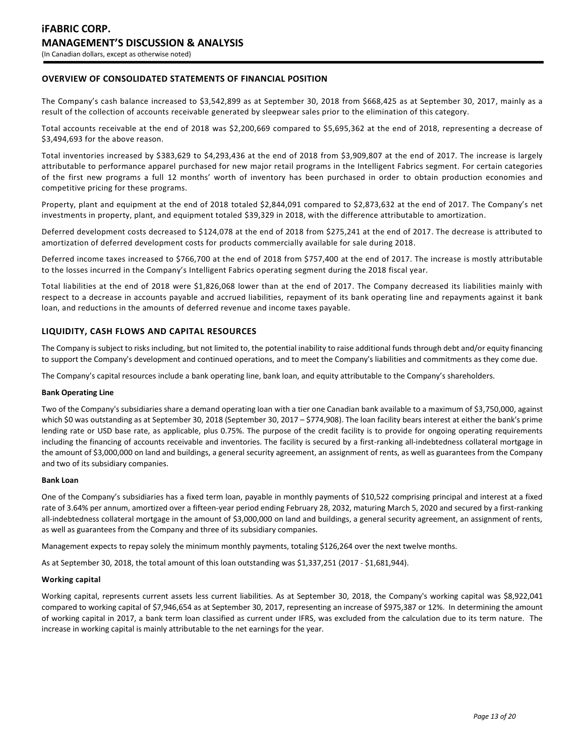## OVERVIEW OF CONSOLIDATED STATEMENTS OF FINANCIAL POSITION

The Company's cash balance increased to $3,542,899 as at September 30, 2018 from $668,425 as at September 30, 2017, mainly as a result of the collection of accounts receivable generated by sleepwear sales prior to the elimination of this category.

Total accounts receivable at the end of 2018 was $2,200,669 compared to $5,695,362 at the end of 2018, representing a decrease of $3,494,693 for the above reason.

Total inventories increased by $383,629 to $4,293,436 at the end of 2018 from $3,909,807 at the end of 2017. The increase is largely attributable to performance apparel purchased for new major retail programs in the Intelligent Fabrics segment. For certain categories of the first new programs a full 12 months' worth of inventory has been purchased in order to obtain production economies and competitive pricing for these programs.

Property, plant and equipment at the end of 2018 totaled $2,844,091 compared to $2,873,632 at the end of 2017. The Company's net investments in property, plant, and equipment totaled $39,329 in 2018, with the difference attributable to amortization.

Deferred development costs decreased to $124,078 at the end of 2018 from $275,241 at the end of 2017. The decrease is attributed to amortization of deferred development costs for products commercially available for sale during 2018.

Deferred income taxes increased to $766,700 at the end of 2018 from $757,400 at the end of 2017. The increase is mostly attributable to the losses incurred in the Company's Intelligent Fabrics operating segment during the 2018 fiscal year.

Total liabilities at the end of 2018 were $1,826,068 lower than at the end of 2017. The Company decreased its liabilities mainly with respect to a decrease in accounts payable and accrued liabilities, repayment of its bank operating line and repayments against it bank loan, and reductions in the amounts of deferred revenue and income taxes payable.

## LIQUIDITY, CASH FLOWS AND CAPITAL RESOURCES

The Company is subject to risks including, but not limited to, the potential inability to raise additional funds through debt and/or equity financing to support the Company's development and continued operations, and to meet the Company's liabilities and commitments as they come due.

The Company's capital resources include a bank operating line, bank loan, and equity attributable to the Company's shareholders.

**Bank Operating Line**

Two of the Company's subsidiaries share a demand operating loan with a tier one Canadian bank available to a maximum of $3,750,000, against which $0 was outstanding as at September 30, 2018 (September 30, 2017 – $774,908). The loan facility bears interest at either the bank's prime lending rate or USD base rate, as applicable, plus 0.75%. The purpose of the credit facility is to provide for ongoing operating requirements including the financing of accounts receivable and inventories. The facility is secured by a first-ranking all-indebtedness collateral mortgage in the amount of $3,000,000 on land and buildings, a general security agreement, an assignment of rents, as well as guarantees from the Company and two of its subsidiary companies.

**Bank Loan**

One of the Company's subsidiaries has a fixed term loan, payable in monthly payments of $10,522 comprising principal and interest at a fixed rate of 3.64% per annum, amortized over a fifteen-year period ending February 28, 2032, maturing March 5, 2020 and secured by a first-ranking all-indebtedness collateral mortgage in the amount of $3,000,000 on land and buildings, a general security agreement, an assignment of rents, as well as guarantees from the Company and three of its subsidiary companies.

Management expects to repay solely the minimum monthly payments, totaling $126,264 over the next twelve months.

As at September 30, 2018, the total amount of this loan outstanding was $1,337,251 (2017 - $1,681,944).

**Working capital**

Working capital, represents current assets less current liabilities. As at September 30, 2018, the Company's working capital was $8,922,041 compared to working capital of $7,946,654 as at September 30, 2017, representing an increase of $975,387 or 12%. In determining the amount of working capital in 2017, a bank term loan classified as current under IFRS, was excluded from the calculation due to its term nature. The increase in working capital is mainly attributable to the net earnings for the year.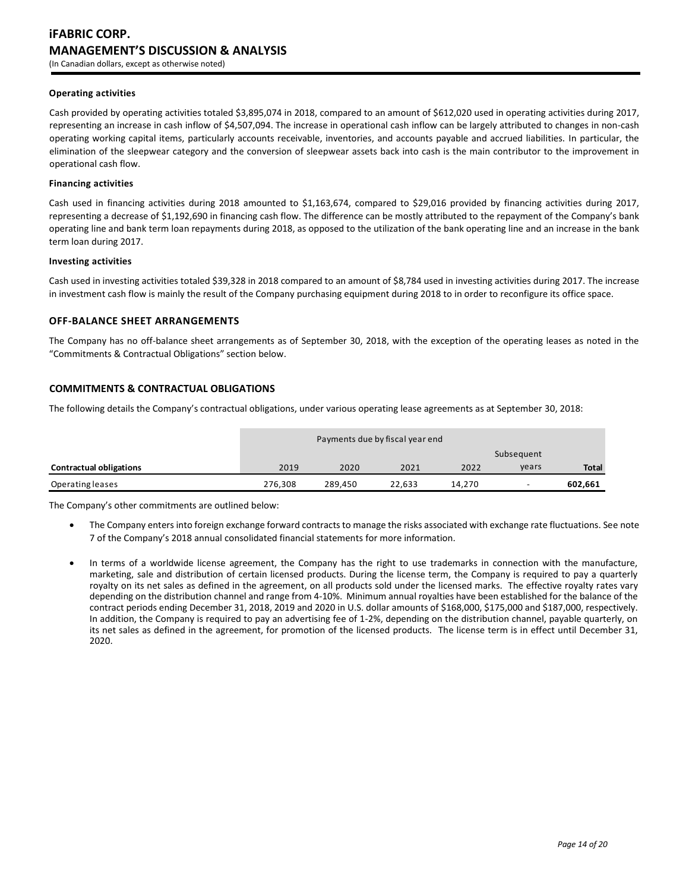#### Operating activities

Cash provided by operating activities totaled $3,895,074 in 2018, compared to an amount of $612,020 used in operating activities during 2017, representing an increase in cash inflow of $4,507,094. The increase in operational cash inflow can be largely attributed to changes in non-cash operating working capital items, particularly accounts receivable, inventories, and accounts payable and accrued liabilities. In particular, the elimination of the sleepwear category and the conversion of sleepwear assets back into cash is the main contributor to the improvement in operational cash flow.

#### Financing activities

Cash used in financing activities during 2018 amounted to $1,163,674, compared to $29,016 provided by financing activities during 2017, representing a decrease of $1,192,690 in financing cash flow. The difference can be mostly attributed to the repayment of the Company's bank operating line and bank term loan repayments during 2018, as opposed to the utilization of the bank operating line and an increase in the bank term loan during 2017.

#### Investing activities

Cash used in investing activities totaled $39,328 in 2018 compared to an amount of $8,784 used in investing activities during 2017. The increase in investment cash flow is mainly the result of the Company purchasing equipment during 2018 to in order to reconfigure its office space.

## OFF-BALANCE SHEET ARRANGEMENTS

The Company has no off-balance sheet arrangements as of September 30, 2018, with the exception of the operating leases as noted in the "Commitments & Contractual Obligations" section below.

## COMMITMENTS & CONTRACTUAL OBLIGATIONS

The following details the Company's contractual obligations, under various operating lease agreements as at September 30, 2018:

| | Payments due by fiscal year end | | | | | |
|---|---|---|---|---|---|---|
| **Contractual obligations** | 2019 | 2020 | 2021 | 2022 | Subsequent years | **Total** |
| Operating leases | 276,308 | 289,450 | 22,633 | 14,270 | - | **602,661** |

The Company's other commitments are outlined below:

- The Company enters into foreign exchange forward contracts to manage the risks associated with exchange rate fluctuations. See note 7 of the Company's 2018 annual consolidated financial statements for more information.
- In terms of a worldwide license agreement, the Company has the right to use trademarks in connection with the manufacture, marketing, sale and distribution of certain licensed products. During the license term, the Company is required to pay a quarterly royalty on its net sales as defined in the agreement, on all products sold under the licensed marks. The effective royalty rates vary depending on the distribution channel and range from 4-10%. Minimum annual royalties have been established for the balance of the contract periods ending December 31, 2018, 2019 and 2020 in U.S. dollar amounts of $168,000, $175,000 and $187,000, respectively. In addition, the Company is required to pay an advertising fee of 1-2%, depending on the distribution channel, payable quarterly, on its net sales as defined in the agreement, for promotion of the licensed products. The license term is in effect until December 31, 2020.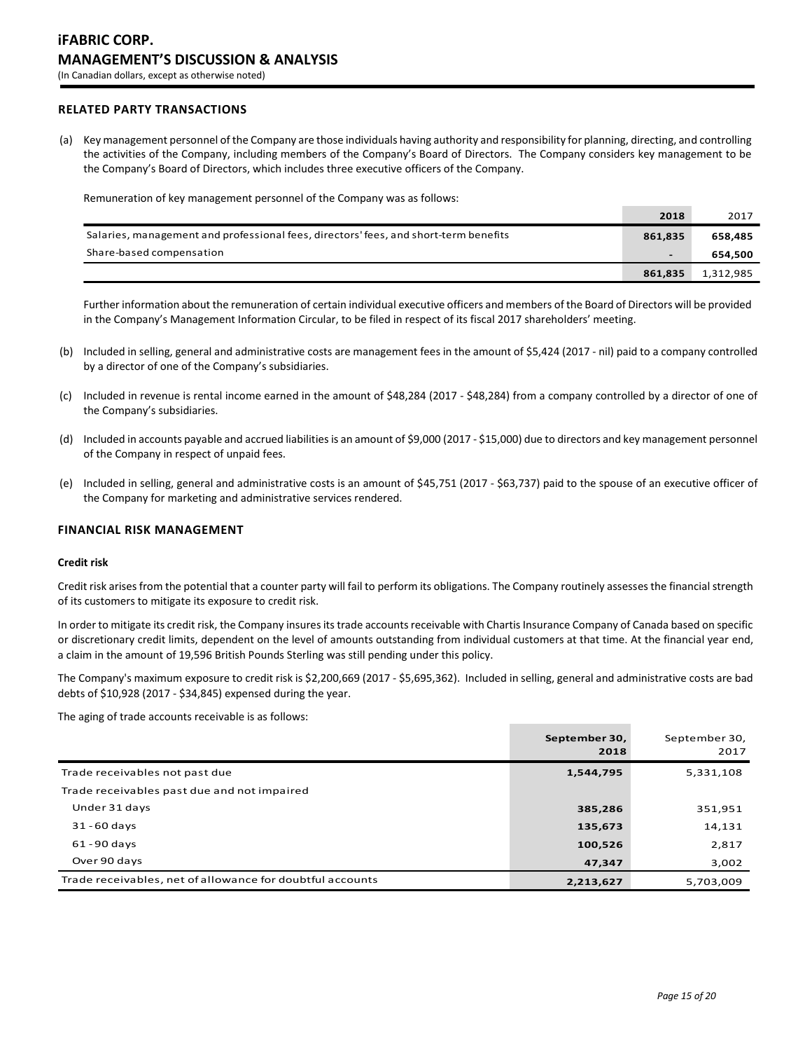## RELATED PARTY TRANSACTIONS

(a) Key management personnel of the Company are those individuals having authority and responsibility for planning, directing, and controlling the activities of the Company, including members of the Company's Board of Directors. The Company considers key management to be the Company's Board of Directors, which includes three executive officers of the Company.

Remuneration of key management personnel of the Company was as follows:

| | 2018 | 2017 |
|---|---|---|
| Salaries, management and professional fees, directors' fees, and short-term benefits | **861,835** | **658,485** |
| Share-based compensation | **-** | **654,500** |
| | **861,835** | 1,312,985 |

Further information about the remuneration of certain individual executive officers and members of the Board of Directors will be provided in the Company's Management Information Circular, to be filed in respect of its fiscal 2017 shareholders' meeting.

(b) Included in selling, general and administrative costs are management fees in the amount of $5,424 (2017 - nil) paid to a company controlled by a director of one of the Company's subsidiaries.

(c) Included in revenue is rental income earned in the amount of $48,284 (2017 - $48,284) from a company controlled by a director of one of the Company's subsidiaries.

(d) Included in accounts payable and accrued liabilities is an amount of $9,000 (2017 - $15,000) due to directors and key management personnel of the Company in respect of unpaid fees.

(e) Included in selling, general and administrative costs is an amount of $45,751 (2017 - $63,737) paid to the spouse of an executive officer of the Company for marketing and administrative services rendered.

## FINANCIAL RISK MANAGEMENT

### Credit risk

Credit risk arises from the potential that a counter party will fail to perform its obligations. The Company routinely assesses the financial strength of its customers to mitigate its exposure to credit risk.

In order to mitigate its credit risk, the Company insures its trade accounts receivable with Chartis Insurance Company of Canada based on specific or discretionary credit limits, dependent on the level of amounts outstanding from individual customers at that time. At the financial year end, a claim in the amount of 19,596 British Pounds Sterling was still pending under this policy.

The Company's maximum exposure to credit risk is $2,200,669 (2017 - $5,695,362). Included in selling, general and administrative costs are bad debts of $10,928 (2017 - $34,845) expensed during the year.

The aging of trade accounts receivable is as follows:

| | September 30, 2018 | September 30, 2017 |
|---|---|---|
| Trade receivables not past due | **1,544,795** | 5,331,108 |
| Trade receivables past due and not impaired | | |
| Under 31 days | **385,286** | 351,951 |
| 31 - 60 days | **135,673** | 14,131 |
| 61 - 90 days | **100,526** | 2,817 |
| Over 90 days | **47,347** | 3,002 |
| Trade receivables, net of allowance for doubtful accounts | **2,213,627** | 5,703,009 |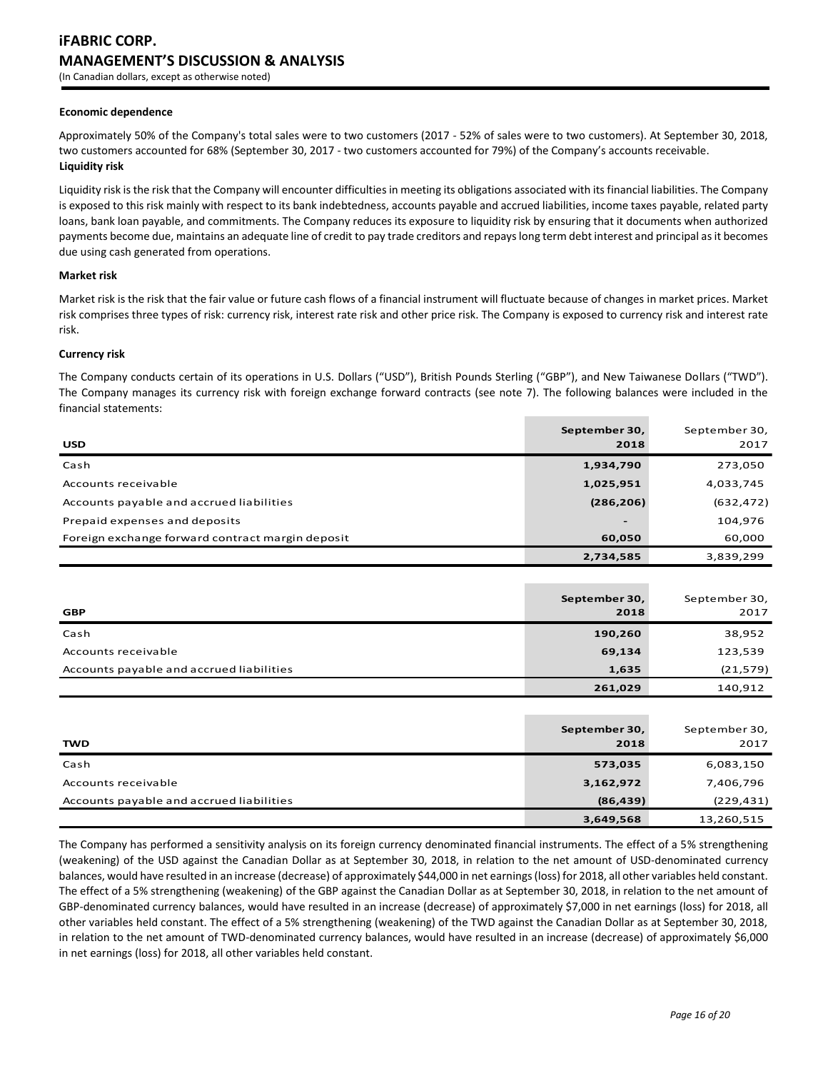**Economic dependence**

Approximately 50% of the Company's total sales were to two customers (2017 - 52% of sales were to two customers). At September 30, 2018, two customers accounted for 68% (September 30, 2017 - two customers accounted for 79%) of the Company's accounts receivable.

**Liquidity risk**

Liquidity risk is the risk that the Company will encounter difficulties in meeting its obligations associated with its financial liabilities. The Company is exposed to this risk mainly with respect to its bank indebtedness, accounts payable and accrued liabilities, income taxes payable, related party loans, bank loan payable, and commitments. The Company reduces its exposure to liquidity risk by ensuring that it documents when authorized payments become due, maintains an adequate line of credit to pay trade creditors and repays long term debt interest and principal as it becomes due using cash generated from operations.

**Market risk**

Market risk is the risk that the fair value or future cash flows of a financial instrument will fluctuate because of changes in market prices. Market risk comprises three types of risk: currency risk, interest rate risk and other price risk. The Company is exposed to currency risk and interest rate risk.

**Currency risk**

The Company conducts certain of its operations in U.S. Dollars ("USD"), British Pounds Sterling ("GBP"), and New Taiwanese Dollars ("TWD"). The Company manages its currency risk with foreign exchange forward contracts (see note 7). The following balances were included in the financial statements:

| USD | September 30, 2018 | September 30, 2017 |
|---|---|---|
| Cash | 1,934,790 | 273,050 |
| Accounts receivable | 1,025,951 | 4,033,745 |
| Accounts payable and accrued liabilities | (286,206) | (632,472) |
| Prepaid expenses and deposits | - | 104,976 |
| Foreign exchange forward contract margin deposit | 60,050 | 60,000 |
| | 2,734,585 | 3,839,299 |

| GBP | September 30, 2018 | September 30, 2017 |
|---|---|---|
| Cash | 190,260 | 38,952 |
| Accounts receivable | 69,134 | 123,539 |
| Accounts payable and accrued liabilities | 1,635 | (21,579) |
| | 261,029 | 140,912 |

| TWD | September 30, 2018 | September 30, 2017 |
|---|---|---|
| Cash | 573,035 | 6,083,150 |
| Accounts receivable | 3,162,972 | 7,406,796 |
| Accounts payable and accrued liabilities | (86,439) | (229,431) |
| | 3,649,568 | 13,260,515 |

The Company has performed a sensitivity analysis on its foreign currency denominated financial instruments. The effect of a 5% strengthening (weakening) of the USD against the Canadian Dollar as at September 30, 2018, in relation to the net amount of USD-denominated currency balances, would have resulted in an increase (decrease) of approximately $44,000 in net earnings (loss) for 2018, all other variables held constant. The effect of a 5% strengthening (weakening) of the GBP against the Canadian Dollar as at September 30, 2018, in relation to the net amount of GBP-denominated currency balances, would have resulted in an increase (decrease) of approximately $7,000 in net earnings (loss) for 2018, all other variables held constant. The effect of a 5% strengthening (weakening) of the TWD against the Canadian Dollar as at September 30, 2018, in relation to the net amount of TWD-denominated currency balances, would have resulted in an increase (decrease) of approximately $6,000 in net earnings (loss) for 2018, all other variables held constant.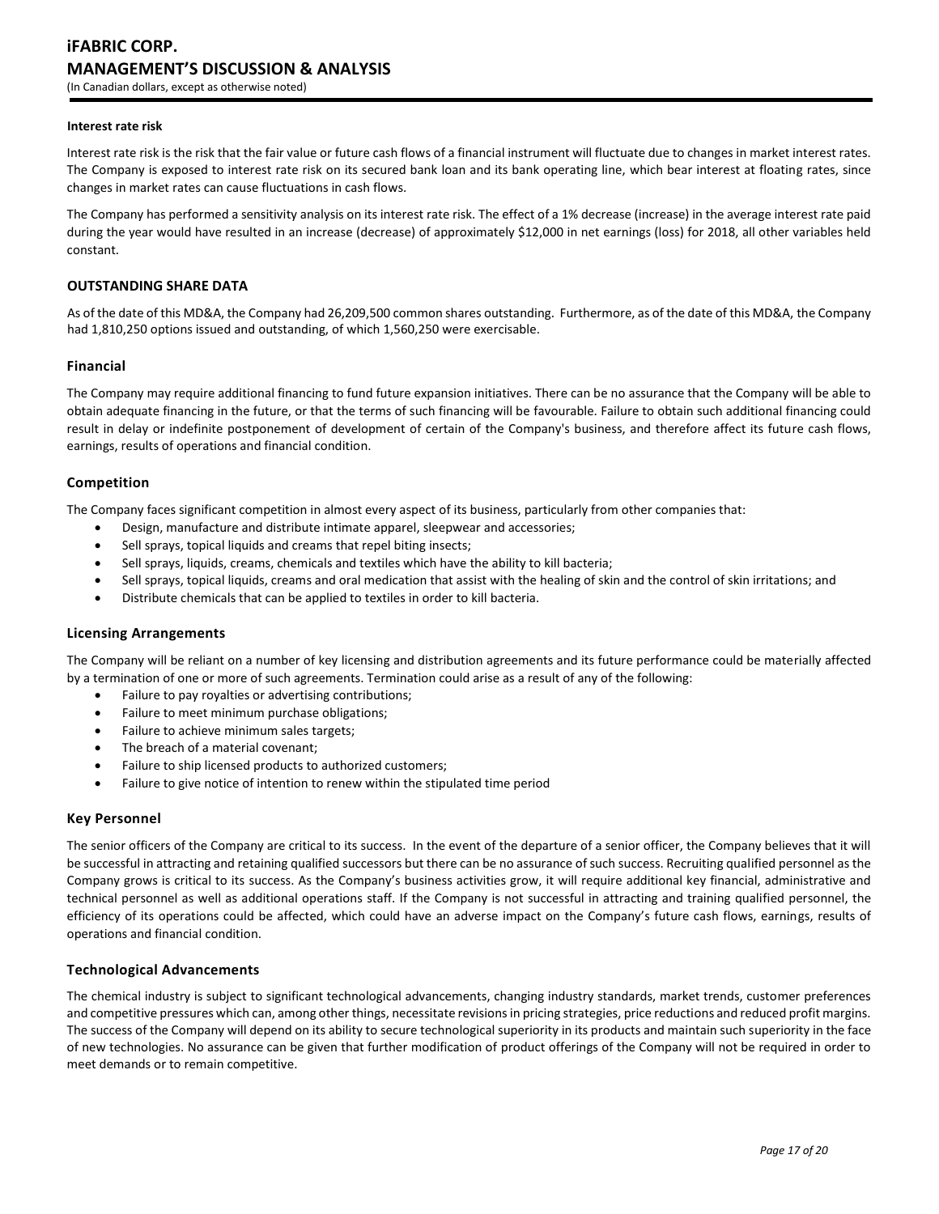#### Interest rate risk

Interest rate risk is the risk that the fair value or future cash flows of a financial instrument will fluctuate due to changes in market interest rates. The Company is exposed to interest rate risk on its secured bank loan and its bank operating line, which bear interest at floating rates, since changes in market rates can cause fluctuations in cash flows.

The Company has performed a sensitivity analysis on its interest rate risk. The effect of a 1% decrease (increase) in the average interest rate paid during the year would have resulted in an increase (decrease) of approximately $12,000 in net earnings (loss) for 2018, all other variables held constant.

## OUTSTANDING SHARE DATA

As of the date of this MD&A, the Company had 26,209,500 common shares outstanding. Furthermore, as of the date of this MD&A, the Company had 1,810,250 options issued and outstanding, of which 1,560,250 were exercisable.

### Financial

The Company may require additional financing to fund future expansion initiatives. There can be no assurance that the Company will be able to obtain adequate financing in the future, or that the terms of such financing will be favourable. Failure to obtain such additional financing could result in delay or indefinite postponement of development of certain of the Company's business, and therefore affect its future cash flows, earnings, results of operations and financial condition.

### Competition

The Company faces significant competition in almost every aspect of its business, particularly from other companies that:

- Design, manufacture and distribute intimate apparel, sleepwear and accessories;
- Sell sprays, topical liquids and creams that repel biting insects;
- Sell sprays, liquids, creams, chemicals and textiles which have the ability to kill bacteria;
- Sell sprays, topical liquids, creams and oral medication that assist with the healing of skin and the control of skin irritations; and
- Distribute chemicals that can be applied to textiles in order to kill bacteria.

### Licensing Arrangements

The Company will be reliant on a number of key licensing and distribution agreements and its future performance could be materially affected by a termination of one or more of such agreements. Termination could arise as a result of any of the following:

- Failure to pay royalties or advertising contributions;
- Failure to meet minimum purchase obligations;
- Failure to achieve minimum sales targets;
- The breach of a material covenant;
- Failure to ship licensed products to authorized customers;
- Failure to give notice of intention to renew within the stipulated time period

### Key Personnel

The senior officers of the Company are critical to its success. In the event of the departure of a senior officer, the Company believes that it will be successful in attracting and retaining qualified successors but there can be no assurance of such success. Recruiting qualified personnel as the Company grows is critical to its success. As the Company's business activities grow, it will require additional key financial, administrative and technical personnel as well as additional operations staff. If the Company is not successful in attracting and training qualified personnel, the efficiency of its operations could be affected, which could have an adverse impact on the Company's future cash flows, earnings, results of operations and financial condition.

### Technological Advancements

The chemical industry is subject to significant technological advancements, changing industry standards, market trends, customer preferences and competitive pressures which can, among other things, necessitate revisions in pricing strategies, price reductions and reduced profit margins. The success of the Company will depend on its ability to secure technological superiority in its products and maintain such superiority in the face of new technologies. No assurance can be given that further modification of product offerings of the Company will not be required in order to meet demands or to remain competitive.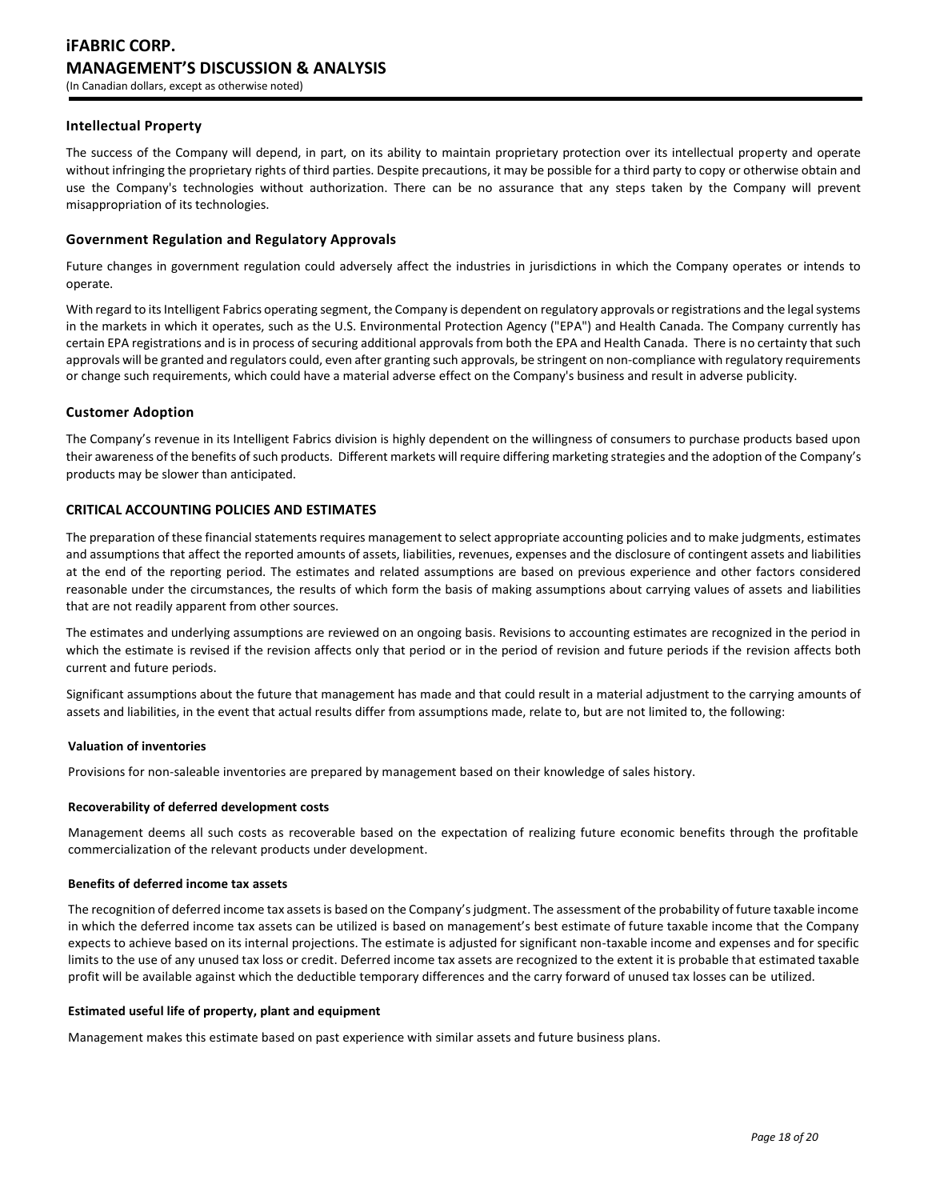### Intellectual Property

The success of the Company will depend, in part, on its ability to maintain proprietary protection over its intellectual property and operate without infringing the proprietary rights of third parties. Despite precautions, it may be possible for a third party to copy or otherwise obtain and use the Company's technologies without authorization. There can be no assurance that any steps taken by the Company will prevent misappropriation of its technologies.

### Government Regulation and Regulatory Approvals

Future changes in government regulation could adversely affect the industries in jurisdictions in which the Company operates or intends to operate.

With regard to its Intelligent Fabrics operating segment, the Company is dependent on regulatory approvals or registrations and the legal systems in the markets in which it operates, such as the U.S. Environmental Protection Agency ("EPA") and Health Canada. The Company currently has certain EPA registrations and is in process of securing additional approvals from both the EPA and Health Canada. There is no certainty that such approvals will be granted and regulators could, even after granting such approvals, be stringent on non-compliance with regulatory requirements or change such requirements, which could have a material adverse effect on the Company's business and result in adverse publicity.

### Customer Adoption

The Company's revenue in its Intelligent Fabrics division is highly dependent on the willingness of consumers to purchase products based upon their awareness of the benefits of such products. Different markets will require differing marketing strategies and the adoption of the Company's products may be slower than anticipated.

## CRITICAL ACCOUNTING POLICIES AND ESTIMATES

The preparation of these financial statements requires management to select appropriate accounting policies and to make judgments, estimates and assumptions that affect the reported amounts of assets, liabilities, revenues, expenses and the disclosure of contingent assets and liabilities at the end of the reporting period. The estimates and related assumptions are based on previous experience and other factors considered reasonable under the circumstances, the results of which form the basis of making assumptions about carrying values of assets and liabilities that are not readily apparent from other sources.

The estimates and underlying assumptions are reviewed on an ongoing basis. Revisions to accounting estimates are recognized in the period in which the estimate is revised if the revision affects only that period or in the period of revision and future periods if the revision affects both current and future periods.

Significant assumptions about the future that management has made and that could result in a material adjustment to the carrying amounts of assets and liabilities, in the event that actual results differ from assumptions made, relate to, but are not limited to, the following:

#### Valuation of inventories

Provisions for non-saleable inventories are prepared by management based on their knowledge of sales history.

#### Recoverability of deferred development costs

Management deems all such costs as recoverable based on the expectation of realizing future economic benefits through the profitable commercialization of the relevant products under development.

#### Benefits of deferred income tax assets

The recognition of deferred income tax assets is based on the Company's judgment. The assessment of the probability of future taxable income in which the deferred income tax assets can be utilized is based on management's best estimate of future taxable income that the Company expects to achieve based on its internal projections. The estimate is adjusted for significant non-taxable income and expenses and for specific limits to the use of any unused tax loss or credit. Deferred income tax assets are recognized to the extent it is probable that estimated taxable profit will be available against which the deductible temporary differences and the carry forward of unused tax losses can be utilized.

#### Estimated useful life of property, plant and equipment

Management makes this estimate based on past experience with similar assets and future business plans.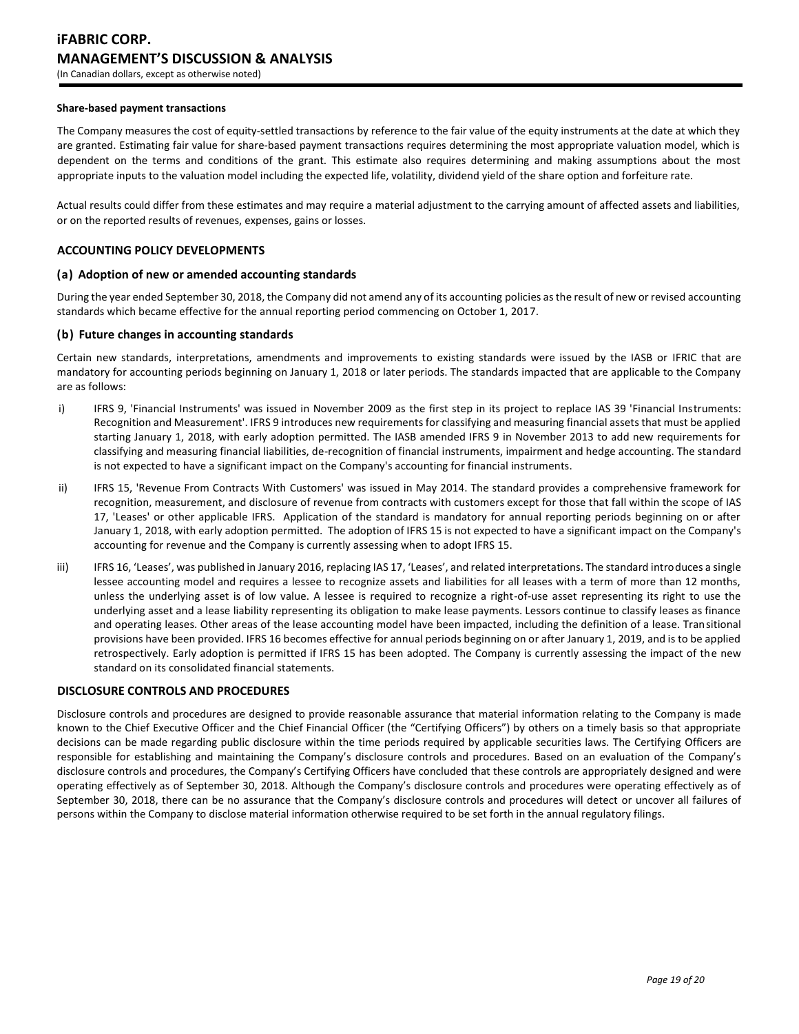**Share-based payment transactions**

The Company measures the cost of equity-settled transactions by reference to the fair value of the equity instruments at the date at which they are granted. Estimating fair value for share-based payment transactions requires determining the most appropriate valuation model, which is dependent on the terms and conditions of the grant. This estimate also requires determining and making assumptions about the most appropriate inputs to the valuation model including the expected life, volatility, dividend yield of the share option and forfeiture rate.

Actual results could differ from these estimates and may require a material adjustment to the carrying amount of affected assets and liabilities, or on the reported results of revenues, expenses, gains or losses.

## ACCOUNTING POLICY DEVELOPMENTS

### (a) Adoption of new or amended accounting standards

During the year ended September 30, 2018, the Company did not amend any of its accounting policies as the result of new or revised accounting standards which became effective for the annual reporting period commencing on October 1, 2017.

### (b) Future changes in accounting standards

Certain new standards, interpretations, amendments and improvements to existing standards were issued by the IASB or IFRIC that are mandatory for accounting periods beginning on January 1, 2018 or later periods. The standards impacted that are applicable to the Company are as follows:

i) IFRS 9, 'Financial Instruments' was issued in November 2009 as the first step in its project to replace IAS 39 'Financial Instruments: Recognition and Measurement'. IFRS 9 introduces new requirements for classifying and measuring financial assets that must be applied starting January 1, 2018, with early adoption permitted. The IASB amended IFRS 9 in November 2013 to add new requirements for classifying and measuring financial liabilities, de-recognition of financial instruments, impairment and hedge accounting. The standard is not expected to have a significant impact on the Company's accounting for financial instruments.

ii) IFRS 15, 'Revenue From Contracts With Customers' was issued in May 2014. The standard provides a comprehensive framework for recognition, measurement, and disclosure of revenue from contracts with customers except for those that fall within the scope of IAS 17, 'Leases' or other applicable IFRS. Application of the standard is mandatory for annual reporting periods beginning on or after January 1, 2018, with early adoption permitted. The adoption of IFRS 15 is not expected to have a significant impact on the Company's accounting for revenue and the Company is currently assessing when to adopt IFRS 15.

iii) IFRS 16, 'Leases', was published in January 2016, replacing IAS 17, 'Leases', and related interpretations. The standard introduces a single lessee accounting model and requires a lessee to recognize assets and liabilities for all leases with a term of more than 12 months, unless the underlying asset is of low value. A lessee is required to recognize a right-of-use asset representing its right to use the underlying asset and a lease liability representing its obligation to make lease payments. Lessors continue to classify leases as finance and operating leases. Other areas of the lease accounting model have been impacted, including the definition of a lease. Transitional provisions have been provided. IFRS 16 becomes effective for annual periods beginning on or after January 1, 2019, and is to be applied retrospectively. Early adoption is permitted if IFRS 15 has been adopted. The Company is currently assessing the impact of the new standard on its consolidated financial statements.

## DISCLOSURE CONTROLS AND PROCEDURES

Disclosure controls and procedures are designed to provide reasonable assurance that material information relating to the Company is made known to the Chief Executive Officer and the Chief Financial Officer (the "Certifying Officers") by others on a timely basis so that appropriate decisions can be made regarding public disclosure within the time periods required by applicable securities laws. The Certifying Officers are responsible for establishing and maintaining the Company's disclosure controls and procedures. Based on an evaluation of the Company's disclosure controls and procedures, the Company's Certifying Officers have concluded that these controls are appropriately designed and were operating effectively as of September 30, 2018. Although the Company's disclosure controls and procedures were operating effectively as of September 30, 2018, there can be no assurance that the Company's disclosure controls and procedures will detect or uncover all failures of persons within the Company to disclose material information otherwise required to be set forth in the annual regulatory filings.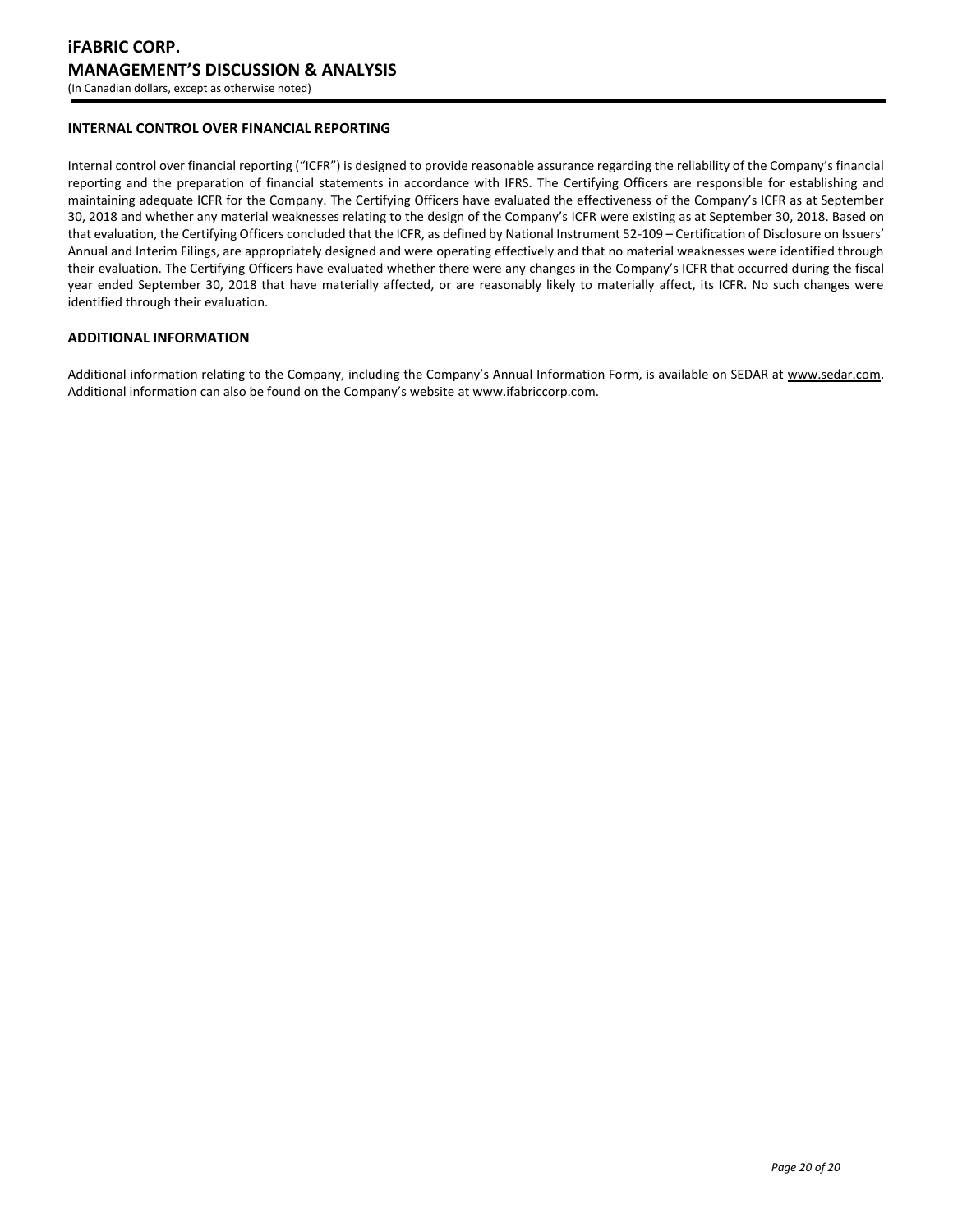## INTERNAL CONTROL OVER FINANCIAL REPORTING

Internal control over financial reporting ("ICFR") is designed to provide reasonable assurance regarding the reliability of the Company's financial reporting and the preparation of financial statements in accordance with IFRS. The Certifying Officers are responsible for establishing and maintaining adequate ICFR for the Company. The Certifying Officers have evaluated the effectiveness of the Company's ICFR as at September 30, 2018 and whether any material weaknesses relating to the design of the Company's ICFR were existing as at September 30, 2018. Based on that evaluation, the Certifying Officers concluded that the ICFR, as defined by National Instrument 52-109 – Certification of Disclosure on Issuers' Annual and Interim Filings, are appropriately designed and were operating effectively and that no material weaknesses were identified through their evaluation. The Certifying Officers have evaluated whether there were any changes in the Company's ICFR that occurred during the fiscal year ended September 30, 2018 that have materially affected, or are reasonably likely to materially affect, its ICFR. No such changes were identified through their evaluation.

## ADDITIONAL INFORMATION

Additional information relating to the Company, including the Company's Annual Information Form, is available on SEDAR at www.sedar.com. Additional information can also be found on the Company's website at www.ifabriccorp.com.